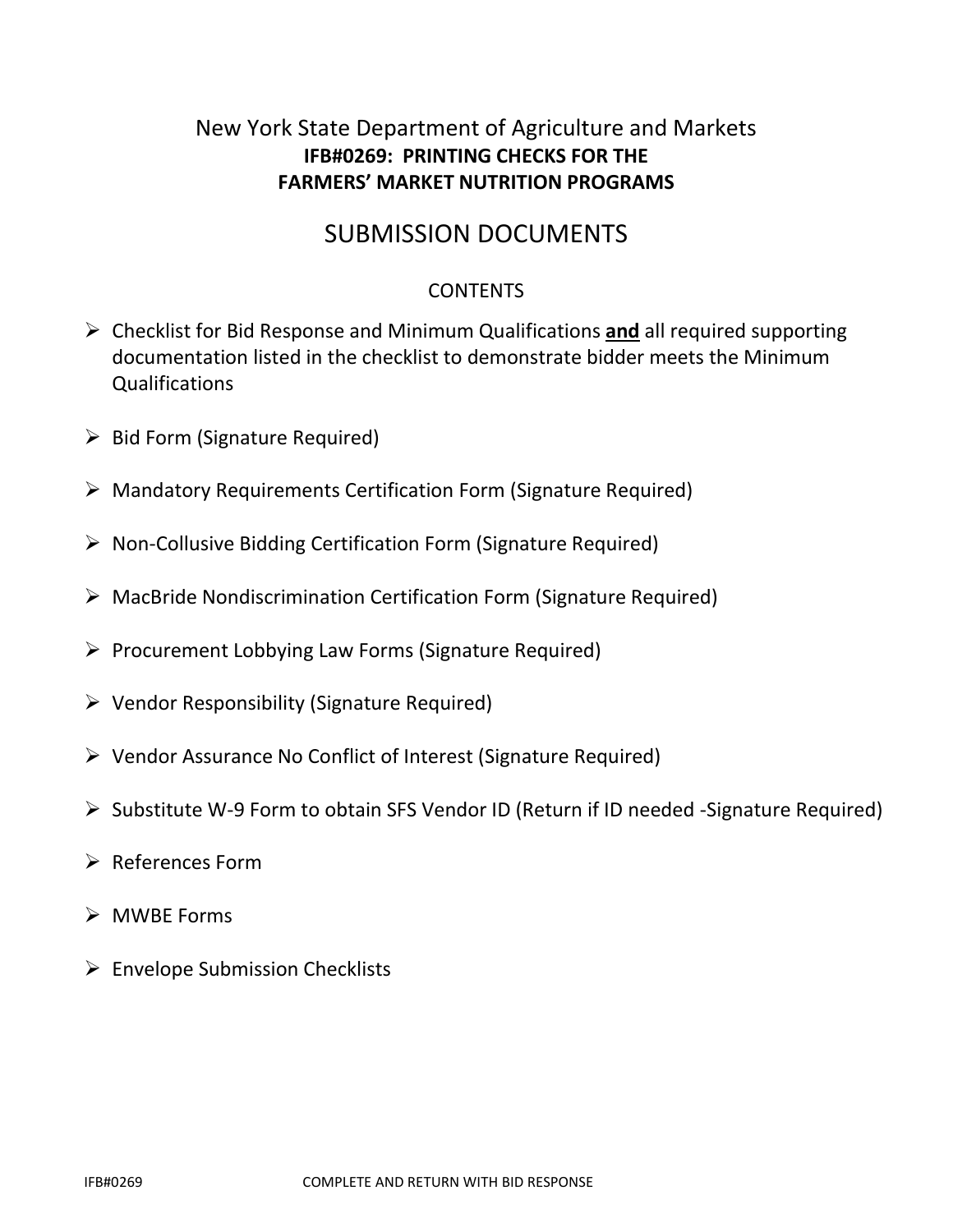# New York State Department of Agriculture and Markets

## IFB#0269: PRINTING CHECKS FOR THE FARMERS' MARKET NUTRITION PROGRAMS

## SUBMISSION DOCUMENTS

### CONTENTS

- Checklist for Bid Response and Minimum Qualifications **and** all required supporting documentation listed in the checklist to demonstrate bidder meets the Minimum Qualifications
- Bid Form (Signature Required)
- Mandatory Requirements Certification Form (Signature Required)
- Non-Collusive Bidding Certification Form (Signature Required)
- MacBride Nondiscrimination Certification Form (Signature Required)
- Procurement Lobbying Law Forms (Signature Required)
- Vendor Responsibility (Signature Required)
- Vendor Assurance No Conflict of Interest (Signature Required)
- Substitute W-9 Form to obtain SFS Vendor ID (Return if ID needed -Signature Required)
- References Form
- MWBE Forms
- Envelope Submission Checklists

IFB#0269 COMPLETE AND RETURN WITH BID RESPONSE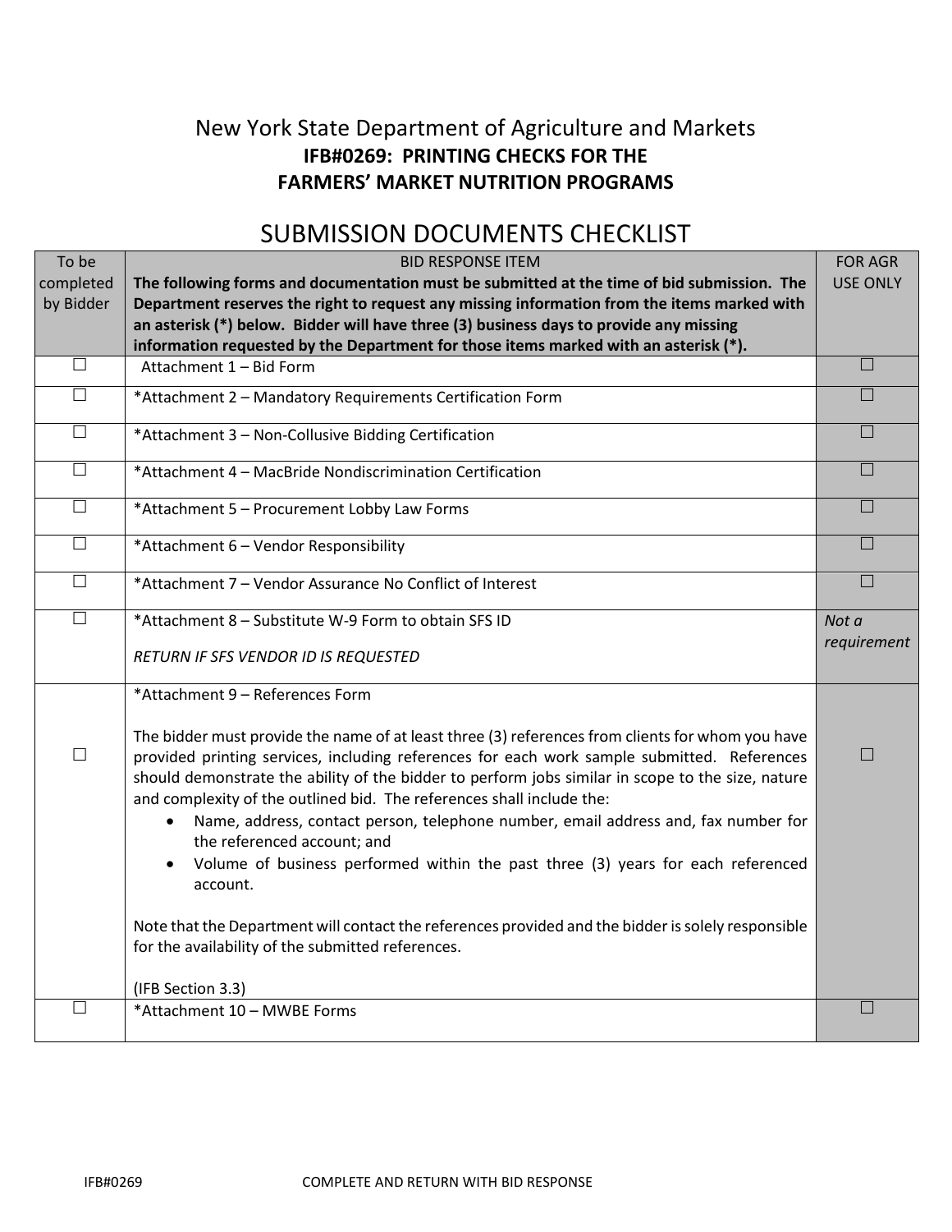# New York State Department of Agriculture and Markets

**IFB#0269: PRINTING CHECKS FOR THE FARMERS' MARKET NUTRITION PROGRAMS**

## SUBMISSION DOCUMENTS CHECKLIST

| To be completed by Bidder | BID RESPONSE ITEM<br>**The following forms and documentation must be submitted at the time of bid submission. The Department reserves the right to request any missing information from the items marked with an asterisk (*) below. Bidder will have three (3) business days to provide any missing information requested by the Department for those items marked with an asterisk (*).** | FOR AGR USE ONLY |
|---|---|---|
| ☐ | Attachment 1 – Bid Form | ☐ |
| ☐ | *Attachment 2 – Mandatory Requirements Certification Form | ☐ |
| ☐ | *Attachment 3 – Non-Collusive Bidding Certification | ☐ |
| ☐ | *Attachment 4 – MacBride Nondiscrimination Certification | ☐ |
| ☐ | *Attachment 5 – Procurement Lobby Law Forms | ☐ |
| ☐ | *Attachment 6 – Vendor Responsibility | ☐ |
| ☐ | *Attachment 7 – Vendor Assurance No Conflict of Interest | ☐ |
| ☐ | *Attachment 8 – Substitute W-9 Form to obtain SFS ID<br><br>*RETURN IF SFS VENDOR ID IS REQUESTED* | *Not a requirement* |
| ☐ | *Attachment 9 – References Form<br><br>The bidder must provide the name of at least three (3) references from clients for whom you have provided printing services, including references for each work sample submitted. References should demonstrate the ability of the bidder to perform jobs similar in scope to the size, nature and complexity of the outlined bid. The references shall include the:<br>• Name, address, contact person, telephone number, email address and, fax number for the referenced account; and<br>• Volume of business performed within the past three (3) years for each referenced account.<br><br>Note that the Department will contact the references provided and the bidder is solely responsible for the availability of the submitted references.<br><br>(IFB Section 3.3) | ☐ |
| ☐ | *Attachment 10 – MWBE Forms | ☐ |

IFB#0269 COMPLETE AND RETURN WITH BID RESPONSE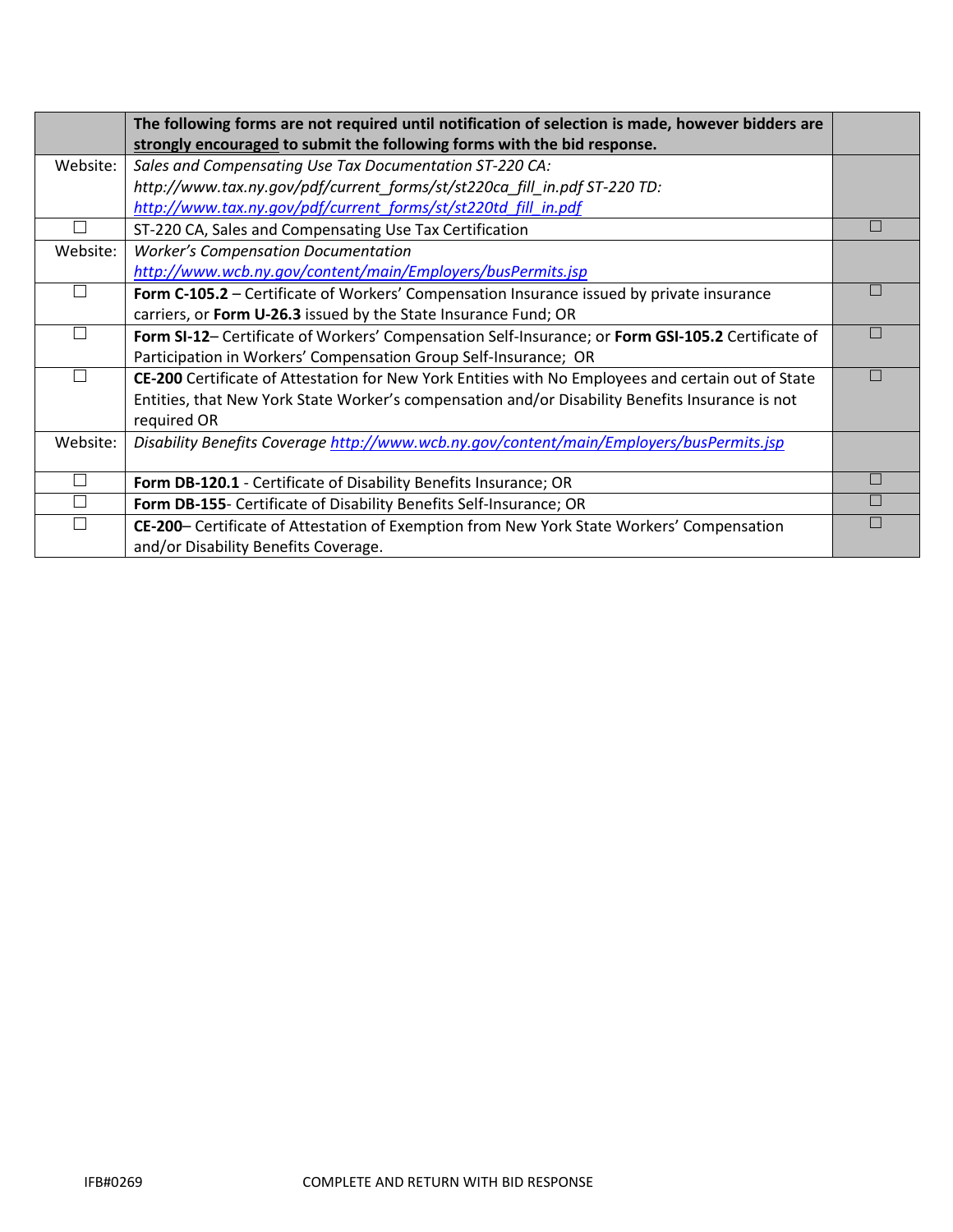| | **The following forms are not required until notification of selection is made, however bidders are strongly encouraged to submit the following forms with the bid response.** | |
|---|---|---|
| Website: | *Sales and Compensating Use Tax Documentation ST-220 CA: http://www.tax.ny.gov/pdf/current_forms/st/st220ca_fill_in.pdf ST-220 TD: http://www.tax.ny.gov/pdf/current_forms/st/st220td_fill_in.pdf* | |
| ☐ | ST-220 CA, Sales and Compensating Use Tax Certification | ☐ |
| Website: | *Worker's Compensation Documentation http://www.wcb.ny.gov/content/main/Employers/busPermits.jsp* | |
| ☐ | **Form C-105.2** – Certificate of Workers' Compensation Insurance issued by private insurance carriers, or **Form U-26.3** issued by the State Insurance Fund; OR | ☐ |
| ☐ | **Form SI-12**– Certificate of Workers' Compensation Self-Insurance; or **Form GSI-105.2** Certificate of Participation in Workers' Compensation Group Self-Insurance; OR | ☐ |
| ☐ | **CE-200** Certificate of Attestation for New York Entities with No Employees and certain out of State Entities, that New York State Worker's compensation and/or Disability Benefits Insurance is not required OR | ☐ |
| Website: | *Disability Benefits Coverage* http://www.wcb.ny.gov/content/main/Employers/busPermits.jsp | |
| ☐ | **Form DB-120.1** - Certificate of Disability Benefits Insurance; OR | ☐ |
| ☐ | **Form DB-155**- Certificate of Disability Benefits Self-Insurance; OR | ☐ |
| ☐ | **CE-200**– Certificate of Attestation of Exemption from New York State Workers' Compensation and/or Disability Benefits Coverage. | ☐ |

IFB#0269 COMPLETE AND RETURN WITH BID RESPONSE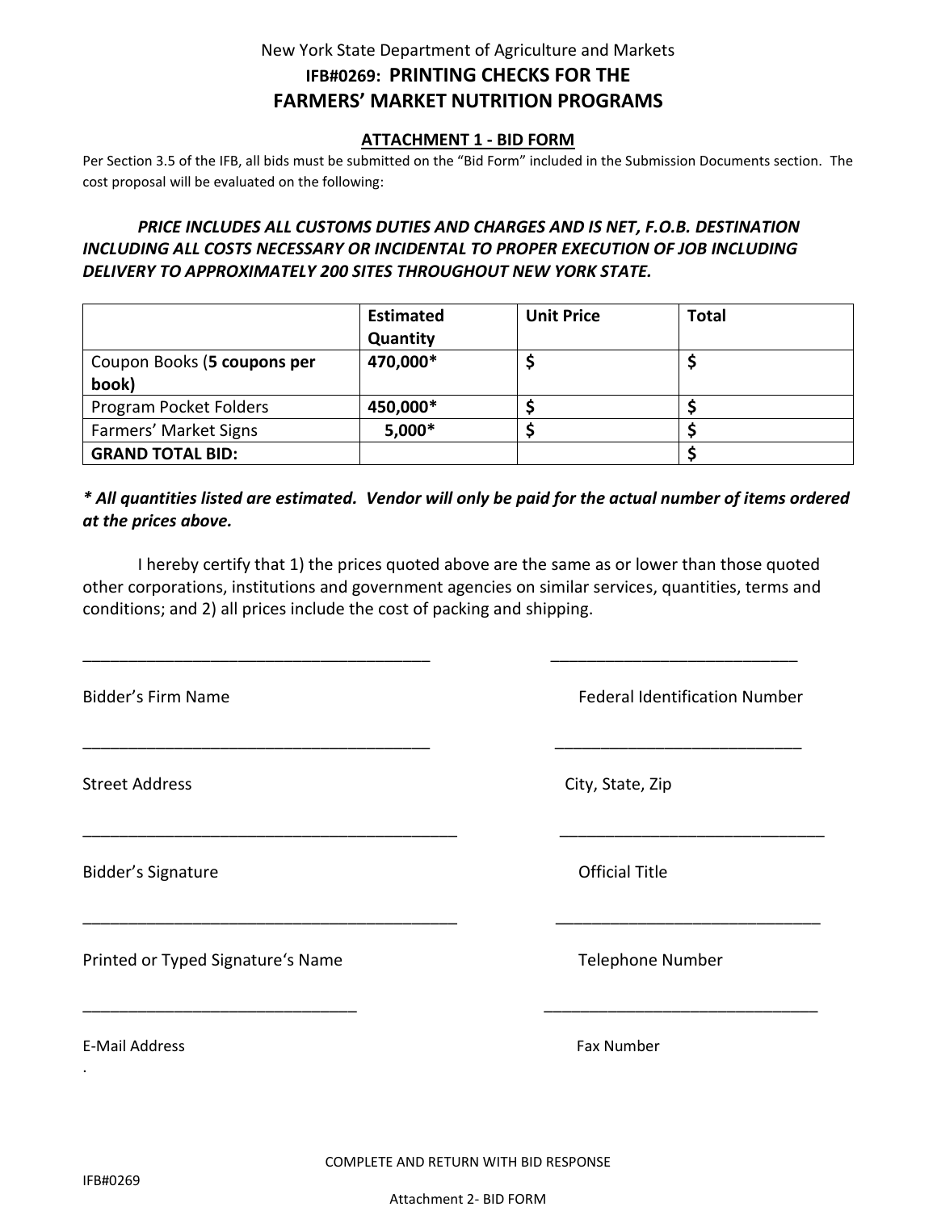New York State Department of Agriculture and Markets

**IFB#0269: PRINTING CHECKS FOR THE FARMERS' MARKET NUTRITION PROGRAMS**

## ATTACHMENT 1 - BID FORM

Per Section 3.5 of the IFB, all bids must be submitted on the "Bid Form" included in the Submission Documents section. The cost proposal will be evaluated on the following:

***PRICE INCLUDES ALL CUSTOMS DUTIES AND CHARGES AND IS NET, F.O.B. DESTINATION INCLUDING ALL COSTS NECESSARY OR INCIDENTAL TO PROPER EXECUTION OF JOB INCLUDING DELIVERY TO APPROXIMATELY 200 SITES THROUGHOUT NEW YORK STATE.***

| | **Estimated Quantity** | **Unit Price** | **Total** |
|---|---|---|---|
| Coupon Books (**5 coupons per book)** | **470,000*** | **$** | **$** |
| Program Pocket Folders | **450,000*** | **$** | **$** |
| Farmers' Market Signs | **5,000*** | **$** | **$** |
| **GRAND TOTAL BID:** | | | **$** |

***\* All quantities listed are estimated. Vendor will only be paid for the actual number of items ordered at the prices above.***

I hereby certify that 1) the prices quoted above are the same as or lower than those quoted other corporations, institutions and government agencies on similar services, quantities, terms and conditions; and 2) all prices include the cost of packing and shipping.

\_\_\_\_\_\_\_\_\_\_\_\_\_\_\_\_\_\_\_\_\_\_\_\_\_\_\_\_\_\_\_\_\_\_\_\_\_\_\_ \_\_\_\_\_\_\_\_\_\_\_\_\_\_\_\_\_\_\_\_\_\_\_\_\_\_\_\_

Bidder's Firm Name Federal Identification Number

\_\_\_\_\_\_\_\_\_\_\_\_\_\_\_\_\_\_\_\_\_\_\_\_\_\_\_\_\_\_\_\_\_\_\_\_\_\_\_ \_\_\_\_\_\_\_\_\_\_\_\_\_\_\_\_\_\_\_\_\_\_\_\_\_\_\_\_

Street Address City, State, Zip

\_\_\_\_\_\_\_\_\_\_\_\_\_\_\_\_\_\_\_\_\_\_\_\_\_\_\_\_\_\_\_\_\_\_\_\_\_\_\_\_\_ \_\_\_\_\_\_\_\_\_\_\_\_\_\_\_\_\_\_\_\_\_\_\_\_\_\_\_\_\_\_

Bidder's Signature Official Title

\_\_\_\_\_\_\_\_\_\_\_\_\_\_\_\_\_\_\_\_\_\_\_\_\_\_\_\_\_\_\_\_\_\_\_\_\_\_\_\_\_ \_\_\_\_\_\_\_\_\_\_\_\_\_\_\_\_\_\_\_\_\_\_\_\_\_\_\_\_\_\_

Printed or Typed Signature's Name Telephone Number

\_\_\_\_\_\_\_\_\_\_\_\_\_\_\_\_\_\_\_\_\_\_\_\_\_\_\_\_\_\_\_ \_\_\_\_\_\_\_\_\_\_\_\_\_\_\_\_\_\_\_\_\_\_\_\_\_\_\_\_\_\_\_

E-Mail Address Fax Number

COMPLETE AND RETURN WITH BID RESPONSE

IFB#0269

Attachment 2- BID FORM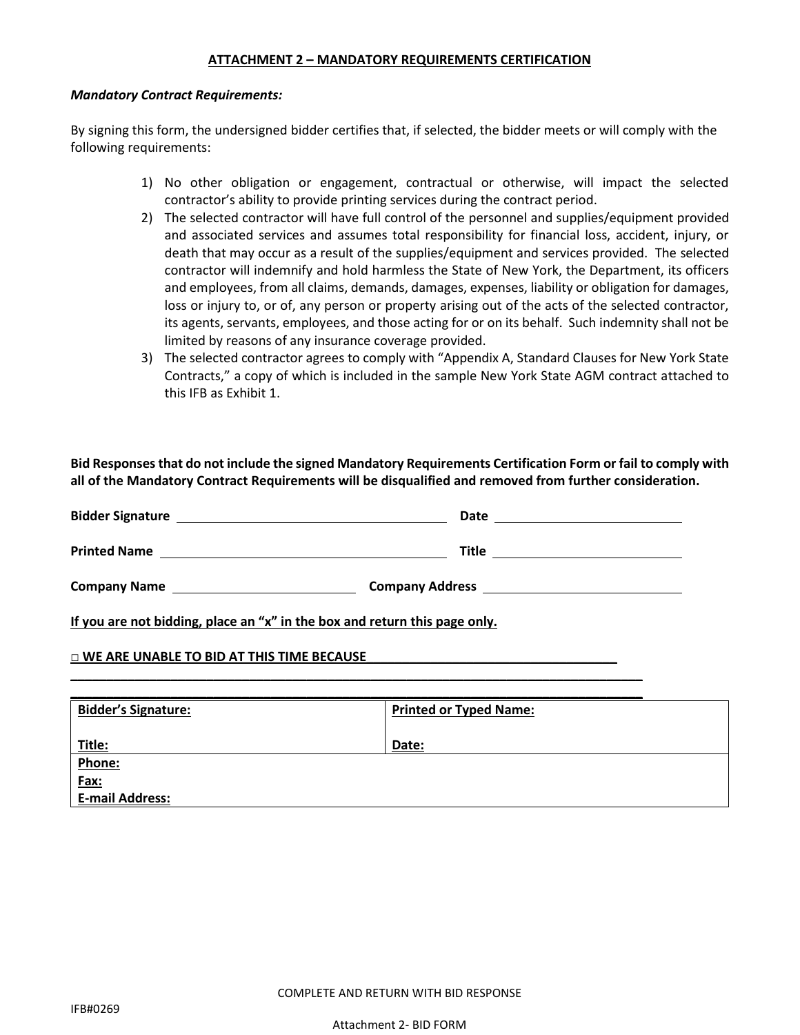## ATTACHMENT 2 – MANDATORY REQUIREMENTS CERTIFICATION

***Mandatory Contract Requirements:***

By signing this form, the undersigned bidder certifies that, if selected, the bidder meets or will comply with the following requirements:

1) No other obligation or engagement, contractual or otherwise, will impact the selected contractor's ability to provide printing services during the contract period.
2) The selected contractor will have full control of the personnel and supplies/equipment provided and associated services and assumes total responsibility for financial loss, accident, injury, or death that may occur as a result of the supplies/equipment and services provided. The selected contractor will indemnify and hold harmless the State of New York, the Department, its officers and employees, from all claims, demands, damages, expenses, liability or obligation for damages, loss or injury to, or of, any person or property arising out of the acts of the selected contractor, its agents, servants, employees, and those acting for or on its behalf. Such indemnity shall not be limited by reasons of any insurance coverage provided.
3) The selected contractor agrees to comply with "Appendix A, Standard Clauses for New York State Contracts," a copy of which is included in the sample New York State AGM contract attached to this IFB as Exhibit 1.

**Bid Responses that do not include the signed Mandatory Requirements Certification Form or fail to comply with all of the Mandatory Contract Requirements will be disqualified and removed from further consideration.**

**Bidder Signature** ______________________ **Date** ______________________

**Printed Name** ______________________ **Title** ______________________

**Company Name** ______________________ **Company Address** ______________________

**If you are not bidding, place an "x" in the box and return this page only.**

**□ WE ARE UNABLE TO BID AT THIS TIME BECAUSE**______________________________________
________________________________________________________________________________
________________________________________________________________________________

| **Bidder's Signature:**<br><br>**Title:** | **Printed or Typed Name:**<br><br>**Date:** |
|---|---|
| **Phone:**<br>**Fax:**<br>**E-mail Address:** | |

COMPLETE AND RETURN WITH BID RESPONSE

IFB#0269

Attachment 2- BID FORM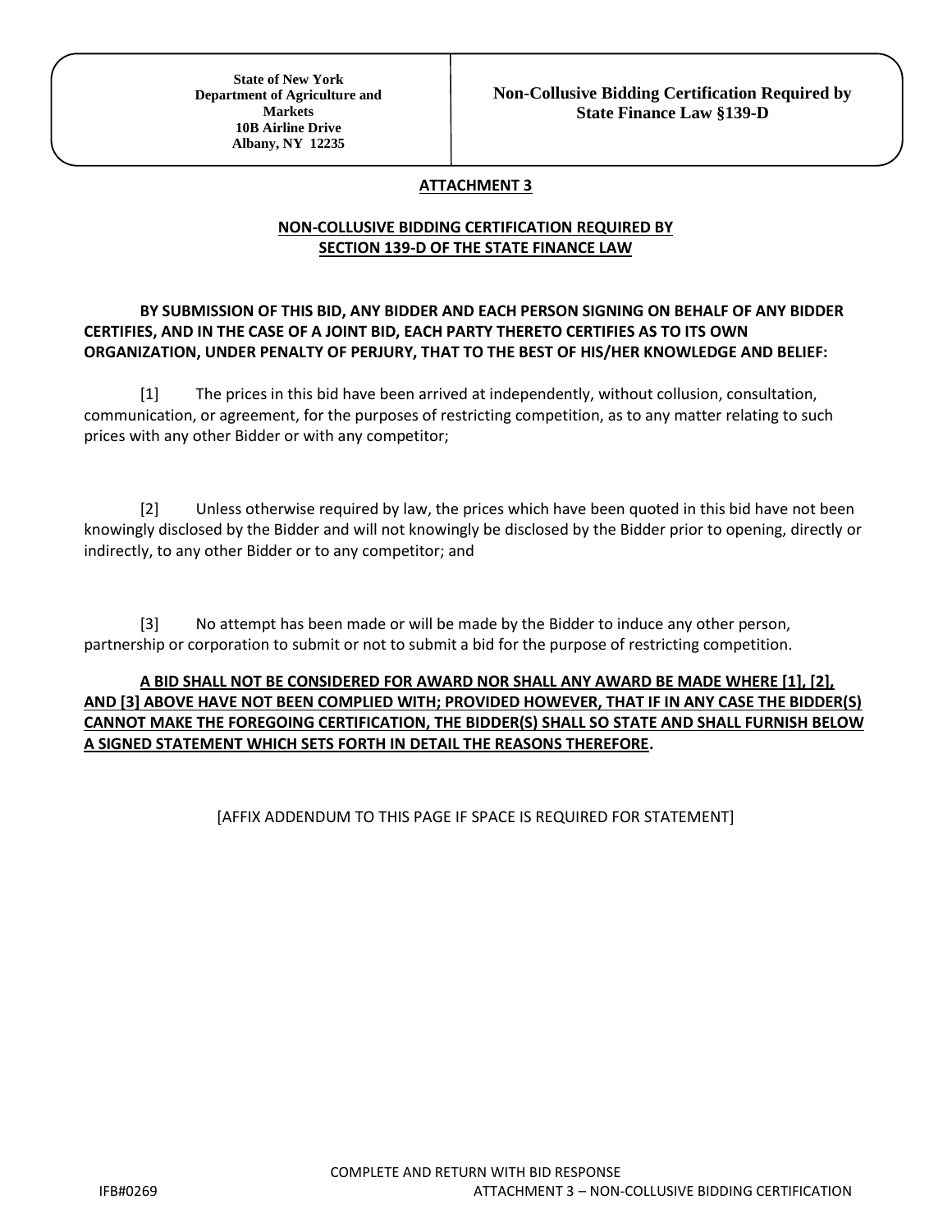| State of New York<br>Department of Agriculture and Markets<br>10B Airline Drive<br>Albany, NY 12235 | **Non-Collusive Bidding Certification Required by State Finance Law §139-D** |
|---|---|

## ATTACHMENT 3

## NON-COLLUSIVE BIDDING CERTIFICATION REQUIRED BY SECTION 139-D OF THE STATE FINANCE LAW

**BY SUBMISSION OF THIS BID, ANY BIDDER AND EACH PERSON SIGNING ON BEHALF OF ANY BIDDER CERTIFIES, AND IN THE CASE OF A JOINT BID, EACH PARTY THERETO CERTIFIES AS TO ITS OWN ORGANIZATION, UNDER PENALTY OF PERJURY, THAT TO THE BEST OF HIS/HER KNOWLEDGE AND BELIEF:**

[1] The prices in this bid have been arrived at independently, without collusion, consultation, communication, or agreement, for the purposes of restricting competition, as to any matter relating to such prices with any other Bidder or with any competitor;

[2] Unless otherwise required by law, the prices which have been quoted in this bid have not been knowingly disclosed by the Bidder and will not knowingly be disclosed by the Bidder prior to opening, directly or indirectly, to any other Bidder or to any competitor; and

[3] No attempt has been made or will be made by the Bidder to induce any other person, partnership or corporation to submit or not to submit a bid for the purpose of restricting competition.

**A BID SHALL NOT BE CONSIDERED FOR AWARD NOR SHALL ANY AWARD BE MADE WHERE [1], [2], AND [3] ABOVE HAVE NOT BEEN COMPLIED WITH; PROVIDED HOWEVER, THAT IF IN ANY CASE THE BIDDER(S) CANNOT MAKE THE FOREGOING CERTIFICATION, THE BIDDER(S) SHALL SO STATE AND SHALL FURNISH BELOW A SIGNED STATEMENT WHICH SETS FORTH IN DETAIL THE REASONS THEREFORE.**

[AFFIX ADDENDUM TO THIS PAGE IF SPACE IS REQUIRED FOR STATEMENT]

COMPLETE AND RETURN WITH BID RESPONSE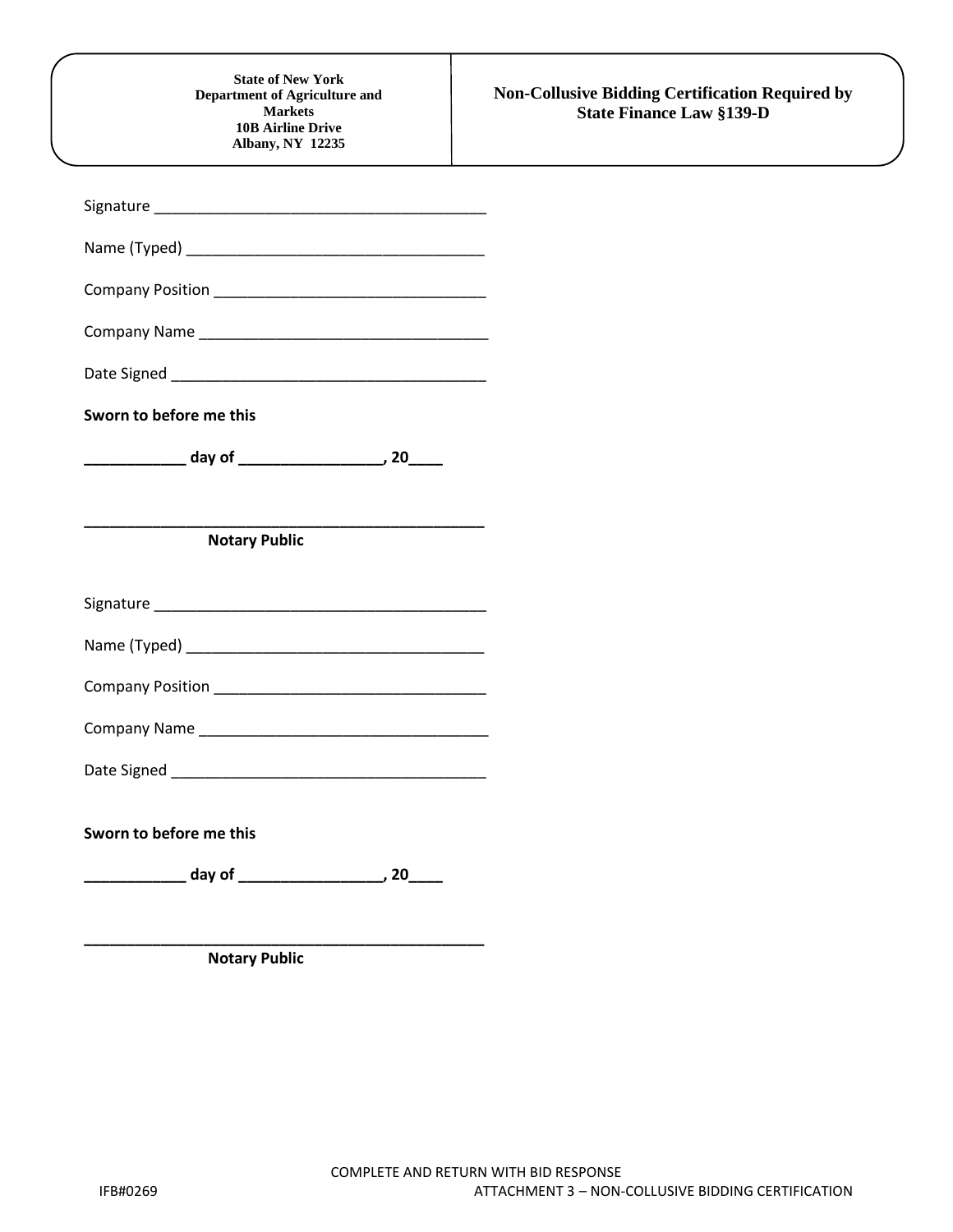| State of New York<br>Department of Agriculture and Markets<br>10B Airline Drive<br>Albany, NY 12235 | **Non-Collusive Bidding Certification Required by State Finance Law §139-D** |
|---|---|

Signature ________________________________________

Name (Typed) ____________________________________

Company Position _________________________________

Company Name ___________________________________

Date Signed ______________________________________

**Sworn to before me this**

**____________ day of _________________, 20____**

**________________________________________________**
**Notary Public**

Signature ________________________________________

Name (Typed) ____________________________________

Company Position _________________________________

Company Name ___________________________________

Date Signed ______________________________________

**Sworn to before me this**

**____________ day of _________________, 20____**

**________________________________________________**
**Notary Public**

COMPLETE AND RETURN WITH BID RESPONSE

IFB#0269 ATTACHMENT 3 – NON-COLLUSIVE BIDDING CERTIFICATION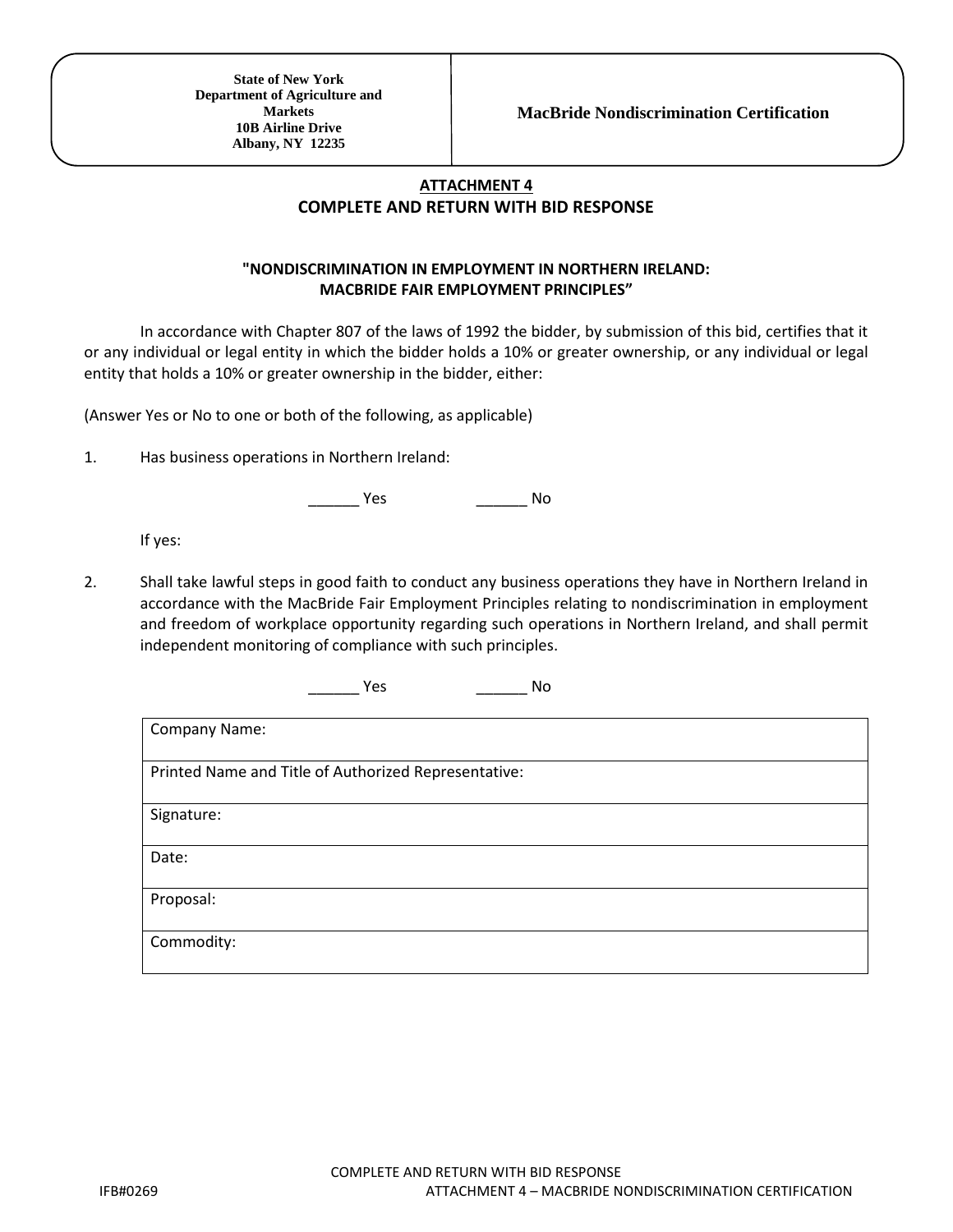| State of New York<br>Department of Agriculture and Markets<br>10B Airline Drive<br>Albany, NY 12235 | **MacBride Nondiscrimination Certification** |
|---|---|

**ATTACHMENT 4**

**COMPLETE AND RETURN WITH BID RESPONSE**

**"NONDISCRIMINATION IN EMPLOYMENT IN NORTHERN IRELAND: MACBRIDE FAIR EMPLOYMENT PRINCIPLES"**

In accordance with Chapter 807 of the laws of 1992 the bidder, by submission of this bid, certifies that it or any individual or legal entity in which the bidder holds a 10% or greater ownership, or any individual or legal entity that holds a 10% or greater ownership in the bidder, either:

(Answer Yes or No to one or both of the following, as applicable)

1. Has business operations in Northern Ireland:

   ______ Yes ______ No

   If yes:

2. Shall take lawful steps in good faith to conduct any business operations they have in Northern Ireland in accordance with the MacBride Fair Employment Principles relating to nondiscrimination in employment and freedom of workplace opportunity regarding such operations in Northern Ireland, and shall permit independent monitoring of compliance with such principles.

   ______ Yes ______ No

| Company Name: |
|---|
| Printed Name and Title of Authorized Representative: |
| Signature: |
| Date: |
| Proposal: |
| Commodity: |

COMPLETE AND RETURN WITH BID RESPONSE

IFB#0269 ATTACHMENT 4 – MACBRIDE NONDISCRIMINATION CERTIFICATION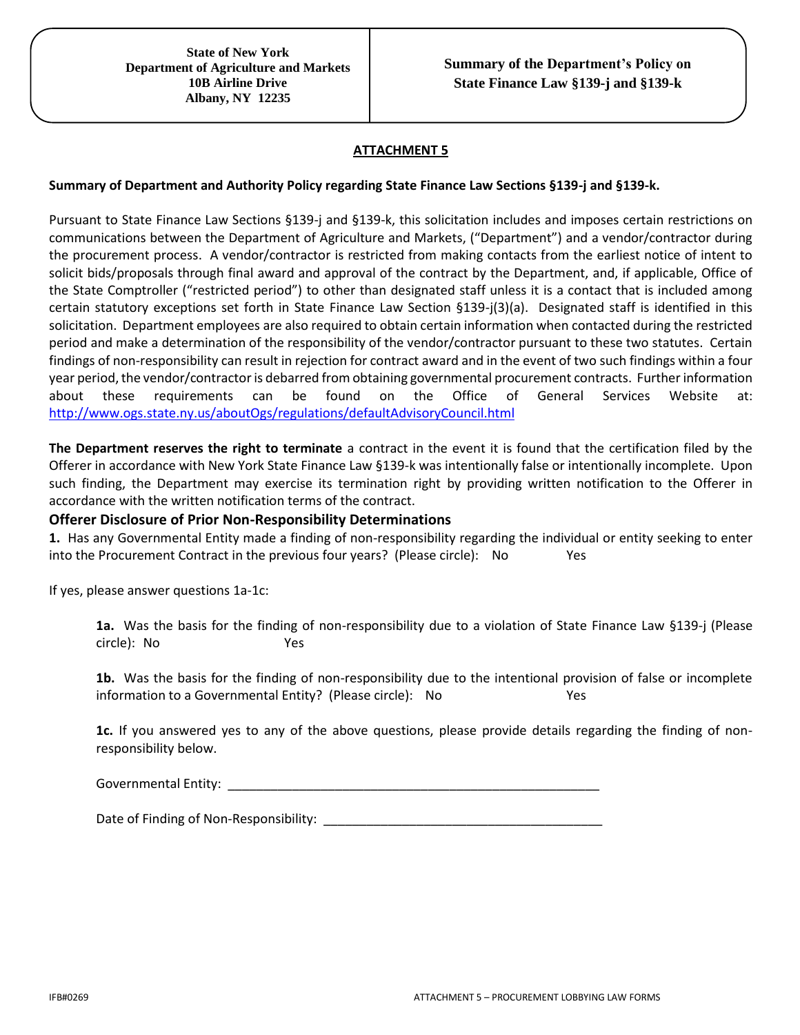| State of New York<br>Department of Agriculture and Markets<br>10B Airline Drive<br>Albany, NY 12235 | Summary of the Department's Policy on State Finance Law §139-j and §139-k |
|---|---|

**ATTACHMENT 5**

**Summary of Department and Authority Policy regarding State Finance Law Sections §139-j and §139-k.**

Pursuant to State Finance Law Sections §139-j and §139-k, this solicitation includes and imposes certain restrictions on communications between the Department of Agriculture and Markets, ("Department") and a vendor/contractor during the procurement process. A vendor/contractor is restricted from making contacts from the earliest notice of intent to solicit bids/proposals through final award and approval of the contract by the Department, and, if applicable, Office of the State Comptroller ("restricted period") to other than designated staff unless it is a contact that is included among certain statutory exceptions set forth in State Finance Law Section §139-j(3)(a). Designated staff is identified in this solicitation. Department employees are also required to obtain certain information when contacted during the restricted period and make a determination of the responsibility of the vendor/contractor pursuant to these two statutes. Certain findings of non-responsibility can result in rejection for contract award and in the event of two such findings within a four year period, the vendor/contractor is debarred from obtaining governmental procurement contracts. Further information about these requirements can be found on the Office of General Services Website at: http://www.ogs.state.ny.us/aboutOgs/regulations/defaultAdvisoryCouncil.html

**The Department reserves the right to terminate** a contract in the event it is found that the certification filed by the Offerer in accordance with New York State Finance Law §139-k was intentionally false or intentionally incomplete. Upon such finding, the Department may exercise its termination right by providing written notification to the Offerer in accordance with the written notification terms of the contract.

### Offerer Disclosure of Prior Non-Responsibility Determinations

**1.** Has any Governmental Entity made a finding of non-responsibility regarding the individual or entity seeking to enter into the Procurement Contract in the previous four years? (Please circle): No Yes

If yes, please answer questions 1a-1c:

**1a.** Was the basis for the finding of non-responsibility due to a violation of State Finance Law §139-j (Please circle): No Yes

**1b.** Was the basis for the finding of non-responsibility due to the intentional provision of false or incomplete information to a Governmental Entity? (Please circle): No Yes

**1c.** If you answered yes to any of the above questions, please provide details regarding the finding of non-responsibility below.

Governmental Entity: ______________________________________________________

Date of Finding of Non-Responsibility: ________________________________________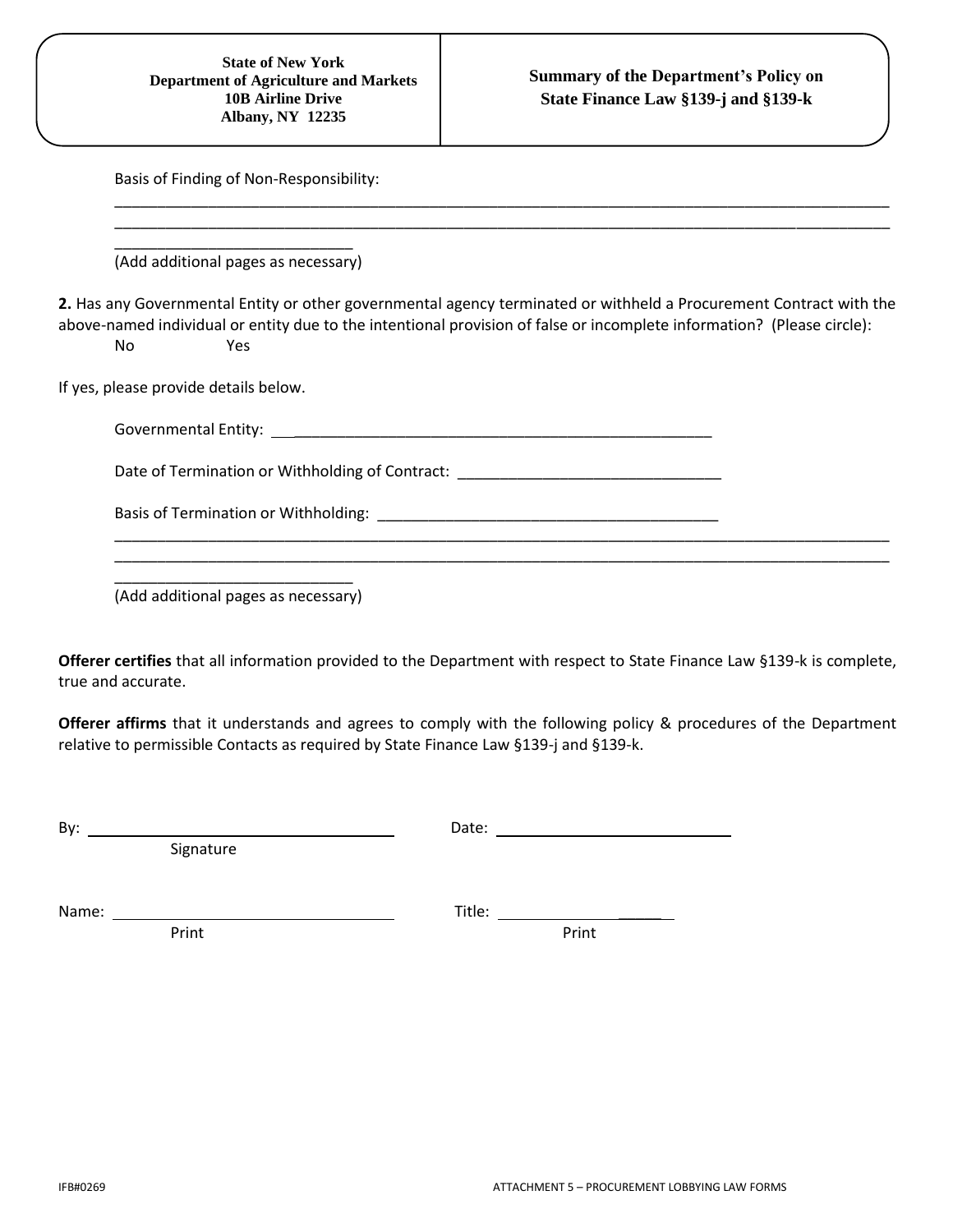| State of New York<br>Department of Agriculture and Markets<br>10B Airline Drive<br>Albany, NY 12235 | **Summary of the Department's Policy on State Finance Law §139-j and §139-k** |
|---|---|

Basis of Finding of Non-Responsibility:

______________________________________________________________________________________________

______________________________________________________________________________________________

____________________________

(Add additional pages as necessary)

**2.** Has any Governmental Entity or other governmental agency terminated or withheld a Procurement Contract with the above-named individual or entity due to the intentional provision of false or incomplete information? (Please circle):

No Yes

If yes, please provide details below.

Governmental Entity: ____________________________________________________

Date of Termination or Withholding of Contract: ______________________________

Basis of Termination or Withholding: _______________________________________

______________________________________________________________________________________________

______________________________________________________________________________________________

____________________________

(Add additional pages as necessary)

**Offerer certifies** that all information provided to the Department with respect to State Finance Law §139-k is complete, true and accurate.

**Offerer affirms** that it understands and agrees to comply with the following policy & procedures of the Department relative to permissible Contacts as required by State Finance Law §139-j and §139-k.

By: ____________________________________ Date: ____________________________
Signature

Name: __________________________________ Title: ____________________________
Print Print

IFB#0269 ATTACHMENT 5 – PROCUREMENT LOBBYING LAW FORMS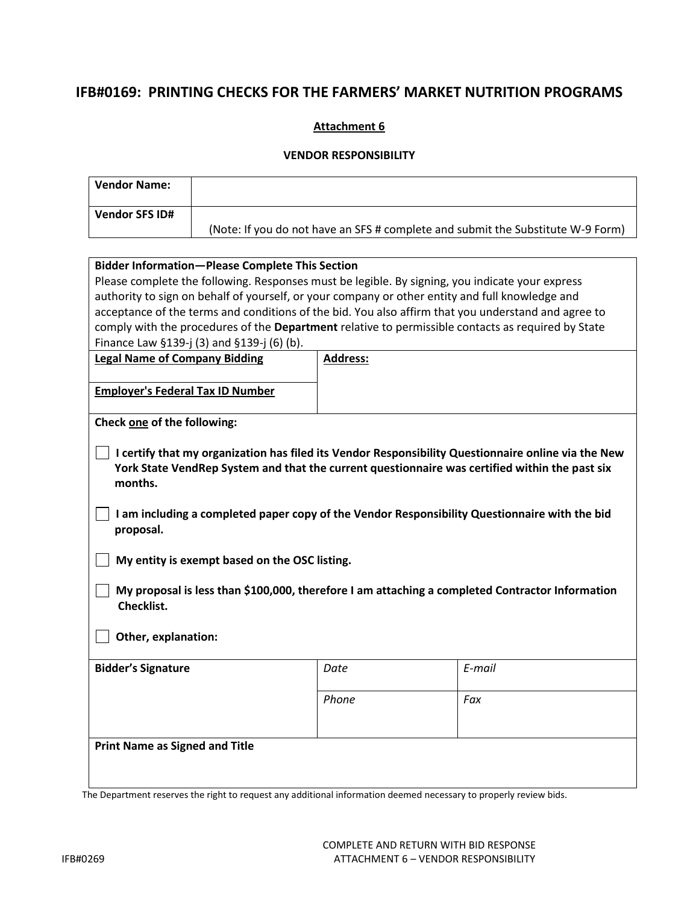## IFB#0169: PRINTING CHECKS FOR THE FARMERS' MARKET NUTRITION PROGRAMS

**Attachment 6**

**VENDOR RESPONSIBILITY**

| **Vendor Name:** | |
|---|---|
| **Vendor SFS ID#** | (Note: If you do not have an SFS # complete and submit the Substitute W-9 Form) |

**Bidder Information—Please Complete This Section**

Please complete the following. Responses must be legible. By signing, you indicate your express authority to sign on behalf of yourself, or your company or other entity and full knowledge and acceptance of the terms and conditions of the bid. You also affirm that you understand and agree to comply with the procedures of the **Department** relative to permissible contacts as required by State Finance Law §139-j (3) and §139-j (6) (b).

| **Legal Name of Company Bidding** | **Address:** |
|---|---|
| **Employer's Federal Tax ID Number** | |

**Check one of the following:**

- [ ] **I certify that my organization has filed its Vendor Responsibility Questionnaire online via the New York State VendRep System and that the current questionnaire was certified within the past six months.**
- [ ] **I am including a completed paper copy of the Vendor Responsibility Questionnaire with the bid proposal.**
- [ ] **My entity is exempt based on the OSC listing.**
- [ ] **My proposal is less than $100,000, therefore I am attaching a completed Contractor Information Checklist.**
- [ ] **Other, explanation:**

| **Bidder's Signature** | *Date* | *E-mail* |
|---|---|---|
| | *Phone* | *Fax* |
| **Print Name as Signed and Title** | | |

The Department reserves the right to request any additional information deemed necessary to properly review bids.

COMPLETE AND RETURN WITH BID RESPONSE
ATTACHMENT 6 – VENDOR RESPONSIBILITY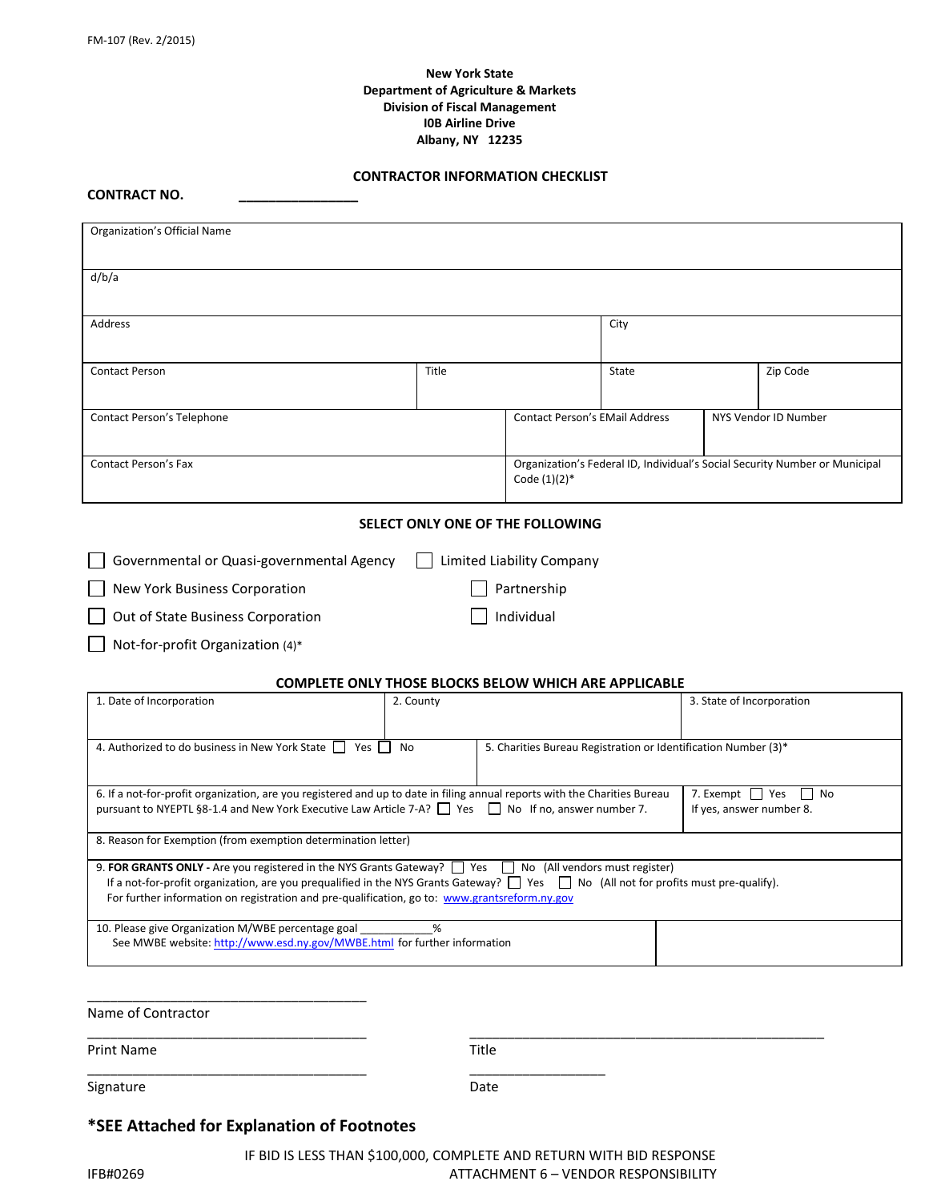FM-107 (Rev. 2/2015)

**New York State**
**Department of Agriculture & Markets**
**Division of Fiscal Management**
**I0B Airline Drive**
**Albany, NY 12235**

## CONTRACTOR INFORMATION CHECKLIST

**CONTRACT NO.** _______________

| | | | | |
|---|---|---|---|---|
| Organization's Official Name | | | | |
| d/b/a | | | | |
| Address | | | City | |
| Contact Person | Title | | State | Zip Code |
| Contact Person's Telephone | | Contact Person's EMail Address | | NYS Vendor ID Number |
| Contact Person's Fax | | Organization's Federal ID, Individual's Social Security Number or Municipal Code (1)(2)* | | |

### SELECT ONLY ONE OF THE FOLLOWING

- ☐ Governmental or Quasi-governmental Agency
- ☐ Limited Liability Company
- ☐ New York Business Corporation
- ☐ Partnership
- ☐ Out of State Business Corporation
- ☐ Individual
- ☐ Not-for-profit Organization (4)*

### COMPLETE ONLY THOSE BLOCKS BELOW WHICH ARE APPLICABLE

| | |
|---|---|
| 1. Date of Incorporation | 2. County / 3. State of Incorporation |
| 4. Authorized to do business in New York State ☐ Yes ☐ No | 5. Charities Bureau Registration or Identification Number (3)* |
| 6. If a not-for-profit organization, are you registered and up to date in filing annual reports with the Charities Bureau pursuant to NYEPTL §8-1.4 and New York Executive Law Article 7-A? ☐ Yes ☐ No If no, answer number 7. | 7. Exempt ☐ Yes ☐ No If yes, answer number 8. |
| 8. Reason for Exemption (from exemption determination letter) | |
| 9. **FOR GRANTS ONLY -** Are you registered in the NYS Grants Gateway? ☐ Yes ☐ No (All vendors must register) If a not-for-profit organization, are you prequalified in the NYS Grants Gateway? ☐ Yes ☐ No (All not for profits must pre-qualify). For further information on registration and pre-qualification, go to: www.grantsreform.ny.gov | |
| 10. Please give Organization M/WBE percentage goal ___________% See MWBE website: http://www.esd.ny.gov/MWBE.html for further information | |

_______________________________________
Name of Contractor

_______________________________________
Print Name

_______________________________________
Title

_______________________________________
Signature

___________________
Date

**\*SEE Attached for Explanation of Footnotes**

IF BID IS LESS THAN $100,000, COMPLETE AND RETURN WITH BID RESPONSE

IFB#0269 ATTACHMENT 6 – VENDOR RESPONSIBILITY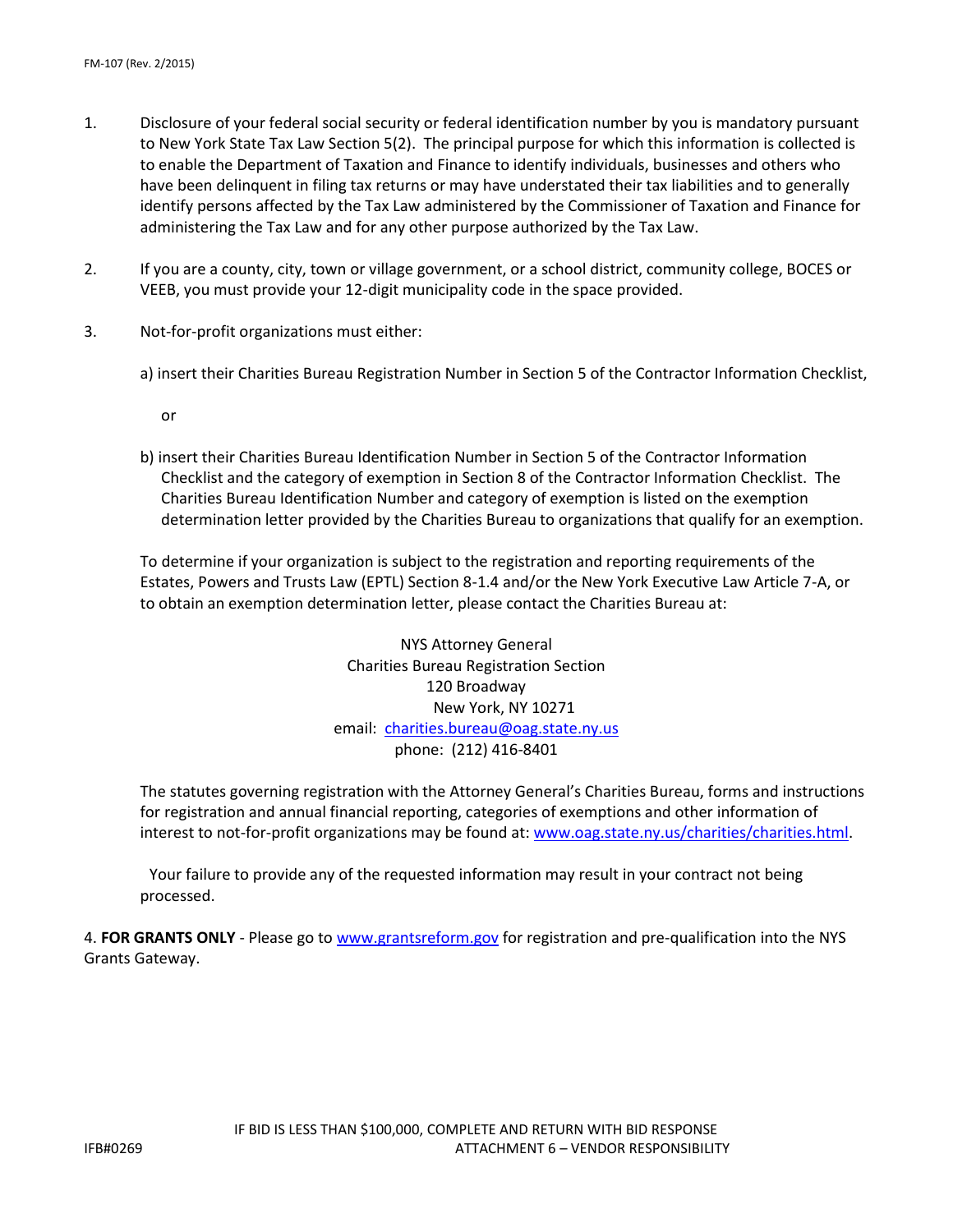1. Disclosure of your federal social security or federal identification number by you is mandatory pursuant to New York State Tax Law Section 5(2). The principal purpose for which this information is collected is to enable the Department of Taxation and Finance to identify individuals, businesses and others who have been delinquent in filing tax returns or may have understated their tax liabilities and to generally identify persons affected by the Tax Law administered by the Commissioner of Taxation and Finance for administering the Tax Law and for any other purpose authorized by the Tax Law.

2. If you are a county, city, town or village government, or a school district, community college, BOCES or VEEB, you must provide your 12-digit municipality code in the space provided.

3. Not-for-profit organizations must either:

   a) insert their Charities Bureau Registration Number in Section 5 of the Contractor Information Checklist,

   or

   b) insert their Charities Bureau Identification Number in Section 5 of the Contractor Information Checklist and the category of exemption in Section 8 of the Contractor Information Checklist. The Charities Bureau Identification Number and category of exemption is listed on the exemption determination letter provided by the Charities Bureau to organizations that qualify for an exemption.

   To determine if your organization is subject to the registration and reporting requirements of the Estates, Powers and Trusts Law (EPTL) Section 8-1.4 and/or the New York Executive Law Article 7-A, or to obtain an exemption determination letter, please contact the Charities Bureau at:

   NYS Attorney General
   Charities Bureau Registration Section
   120 Broadway
   New York, NY 10271
   email: charities.bureau@oag.state.ny.us
   phone: (212) 416-8401

   The statutes governing registration with the Attorney General's Charities Bureau, forms and instructions for registration and annual financial reporting, categories of exemptions and other information of interest to not-for-profit organizations may be found at: www.oag.state.ny.us/charities/charities.html.

   Your failure to provide any of the requested information may result in your contract not being processed.

4. **FOR GRANTS ONLY** - Please go to www.grantsreform.gov for registration and pre-qualification into the NYS Grants Gateway.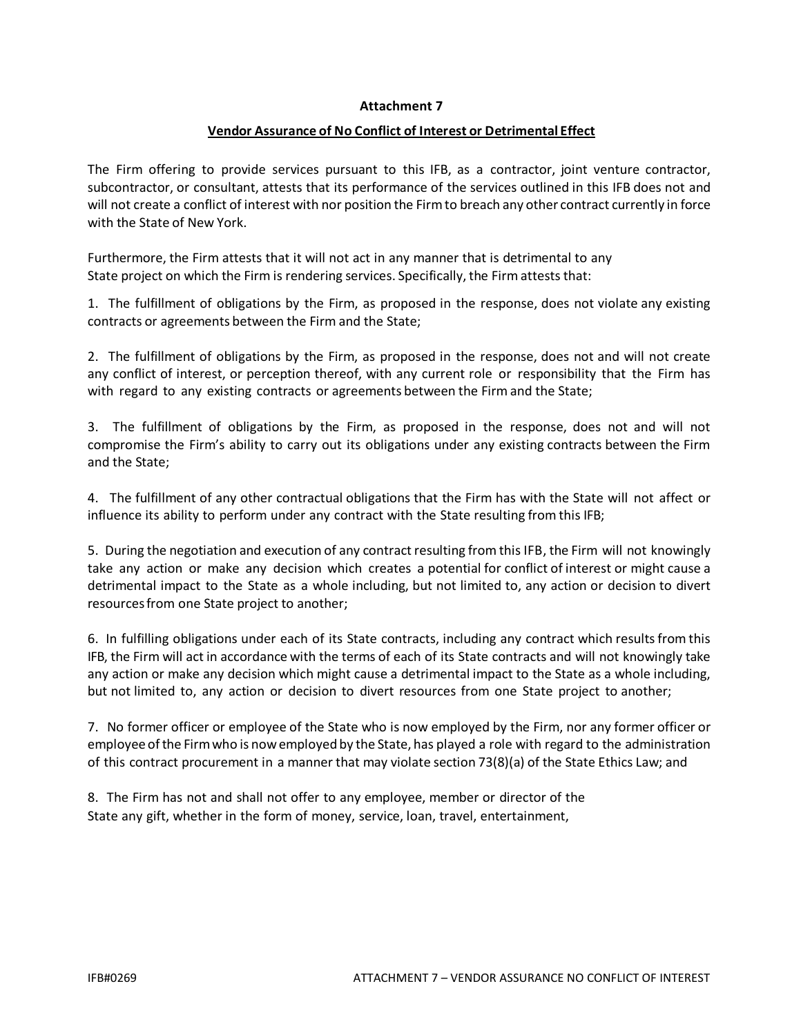**Attachment 7**

**Vendor Assurance of No Conflict of Interest or Detrimental Effect**

The Firm offering to provide services pursuant to this IFB, as a contractor, joint venture contractor, subcontractor, or consultant, attests that its performance of the services outlined in this IFB does not and will not create a conflict of interest with nor position the Firm to breach any other contract currently in force with the State of New York.

Furthermore, the Firm attests that it will not act in any manner that is detrimental to any State project on which the Firm is rendering services. Specifically, the Firm attests that:

1. The fulfillment of obligations by the Firm, as proposed in the response, does not violate any existing contracts or agreements between the Firm and the State;

2. The fulfillment of obligations by the Firm, as proposed in the response, does not and will not create any conflict of interest, or perception thereof, with any current role or responsibility that the Firm has with regard to any existing contracts or agreements between the Firm and the State;

3. The fulfillment of obligations by the Firm, as proposed in the response, does not and will not compromise the Firm's ability to carry out its obligations under any existing contracts between the Firm and the State;

4. The fulfillment of any other contractual obligations that the Firm has with the State will not affect or influence its ability to perform under any contract with the State resulting from this IFB;

5. During the negotiation and execution of any contract resulting from this IFB, the Firm will not knowingly take any action or make any decision which creates a potential for conflict of interest or might cause a detrimental impact to the State as a whole including, but not limited to, any action or decision to divert resources from one State project to another;

6. In fulfilling obligations under each of its State contracts, including any contract which results from this IFB, the Firm will act in accordance with the terms of each of its State contracts and will not knowingly take any action or make any decision which might cause a detrimental impact to the State as a whole including, but not limited to, any action or decision to divert resources from one State project to another;

7. No former officer or employee of the State who is now employed by the Firm, nor any former officer or employee of the Firm who is now employed by the State, has played a role with regard to the administration of this contract procurement in a manner that may violate section 73(8)(a) of the State Ethics Law; and

8. The Firm has not and shall not offer to any employee, member or director of the State any gift, whether in the form of money, service, loan, travel, entertainment,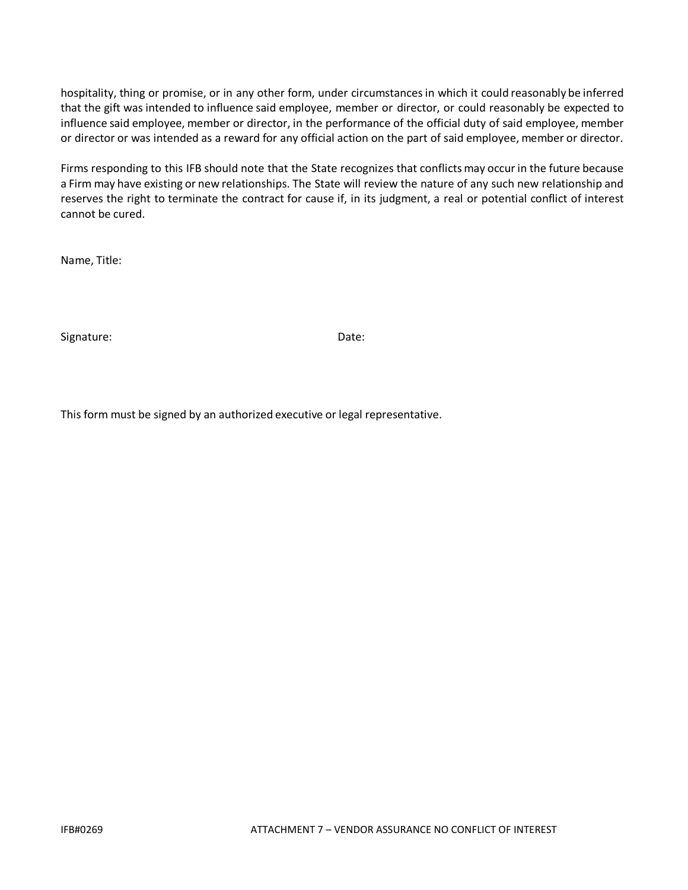hospitality, thing or promise, or in any other form, under circumstances in which it could reasonably be inferred that the gift was intended to influence said employee, member or director, or could reasonably be expected to influence said employee, member or director, in the performance of the official duty of said employee, member or director or was intended as a reward for any official action on the part of said employee, member or director.

Firms responding to this IFB should note that the State recognizes that conflicts may occur in the future because a Firm may have existing or new relationships. The State will review the nature of any such new relationship and reserves the right to terminate the contract for cause if, in its judgment, a real or potential conflict of interest cannot be cured.

Name, Title:

Signature: Date:

This form must be signed by an authorized executive or legal representative.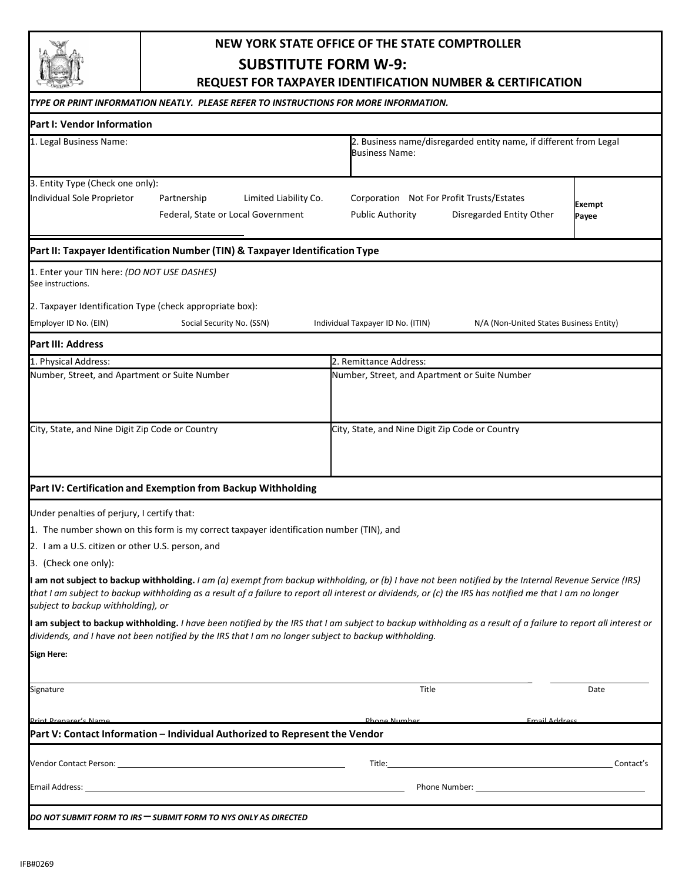# NEW YORK STATE OFFICE OF THE STATE COMPTROLLER

## SUBSTITUTE FORM W-9:

### REQUEST FOR TAXPAYER IDENTIFICATION NUMBER & CERTIFICATION

*TYPE OR PRINT INFORMATION NEATLY. PLEASE REFER TO INSTRUCTIONS FOR MORE INFORMATION.*

**Part I: Vendor Information**

| 1. Legal Business Name: | 2. Business name/disregarded entity name, if different from Legal Business Name: |
|---|---|

3. Entity Type (Check one only):

Individual Sole Proprietor    Partnership    Limited Liability Co.    Corporation    Not For Profit Trusts/Estates

Federal, State or Local Government    Public Authority    Disregarded Entity Other

**Exempt Payee**

**Part II: Taxpayer Identification Number (TIN) & Taxpayer Identification Type**

1. Enter your TIN here: *(DO NOT USE DASHES)*
See instructions.

2. Taxpayer Identification Type (check appropriate box):

Employer ID No. (EIN)    Social Security No. (SSN)    Individual Taxpayer ID No. (ITIN)    N/A (Non-United States Business Entity)

**Part III: Address**

| 1. Physical Address: | 2. Remittance Address: |
|---|---|
| Number, Street, and Apartment or Suite Number | Number, Street, and Apartment or Suite Number |
| City, State, and Nine Digit Zip Code or Country | City, State, and Nine Digit Zip Code or Country |

**Part IV: Certification and Exemption from Backup Withholding**

Under penalties of perjury, I certify that:

1. The number shown on this form is my correct taxpayer identification number (TIN), and
2. I am a U.S. citizen or other U.S. person, and
3. (Check one only):

**I am not subject to backup withholding.** *I am (a) exempt from backup withholding, or (b) I have not been notified by the Internal Revenue Service (IRS) that I am subject to backup withholding as a result of a failure to report all interest or dividends, or (c) the IRS has notified me that I am no longer subject to backup withholding), or*

**I am subject to backup withholding.** *I have been notified by the IRS that I am subject to backup withholding as a result of a failure to report all interest or dividends, and I have not been notified by the IRS that I am no longer subject to backup withholding.*

**Sign Here:**

Signature    Title    Date

Print Preparer's Name    Phone Number    Email Address

**Part V: Contact Information – Individual Authorized to Represent the Vendor**

Vendor Contact Person: ______________________    Title: ______________________ Contact's

Email Address: ______________________    Phone Number: ______________________

***DO NOT SUBMIT FORM TO IRS – SUBMIT FORM TO NYS ONLY AS DIRECTED***

IFB#0269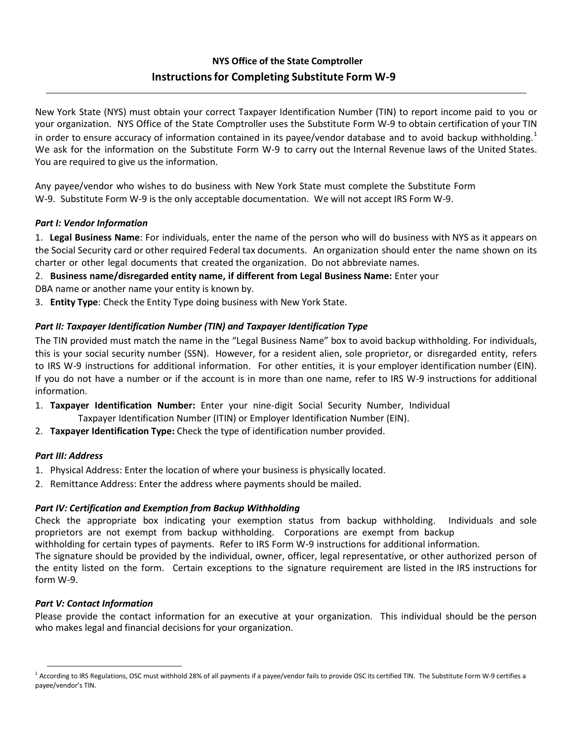**NYS Office of the State Comptroller**

## Instructions for Completing Substitute Form W-9

New York State (NYS) must obtain your correct Taxpayer Identification Number (TIN) to report income paid to you or your organization. NYS Office of the State Comptroller uses the Substitute Form W-9 to obtain certification of your TIN in order to ensure accuracy of information contained in its payee/vendor database and to avoid backup withholding.[1] We ask for the information on the Substitute Form W-9 to carry out the Internal Revenue laws of the United States. You are required to give us the information.

Any payee/vendor who wishes to do business with New York State must complete the Substitute Form W-9. Substitute Form W-9 is the only acceptable documentation. We will not accept IRS Form W-9.

### *Part I: Vendor Information*

1. **Legal Business Name**: For individuals, enter the name of the person who will do business with NYS as it appears on the Social Security card or other required Federal tax documents. An organization should enter the name shown on its charter or other legal documents that created the organization. Do not abbreviate names.
2. **Business name/disregarded entity name, if different from Legal Business Name:** Enter your DBA name or another name your entity is known by.
3. **Entity Type**: Check the Entity Type doing business with New York State.

### *Part II: Taxpayer Identification Number (TIN) and Taxpayer Identification Type*

The TIN provided must match the name in the "Legal Business Name" box to avoid backup withholding. For individuals, this is your social security number (SSN). However, for a resident alien, sole proprietor, or disregarded entity, refers to IRS W-9 instructions for additional information. For other entities, it is your employer identification number (EIN). If you do not have a number or if the account is in more than one name, refer to IRS W-9 instructions for additional information.

1. **Taxpayer Identification Number:** Enter your nine-digit Social Security Number, Individual Taxpayer Identification Number (ITIN) or Employer Identification Number (EIN).
2. **Taxpayer Identification Type:** Check the type of identification number provided.

### *Part III: Address*

1. Physical Address: Enter the location of where your business is physically located.
2. Remittance Address: Enter the address where payments should be mailed.

### *Part IV: Certification and Exemption from Backup Withholding*

Check the appropriate box indicating your exemption status from backup withholding. Individuals and sole proprietors are not exempt from backup withholding. Corporations are exempt from backup withholding for certain types of payments. Refer to IRS Form W-9 instructions for additional information.

The signature should be provided by the individual, owner, officer, legal representative, or other authorized person of the entity listed on the form. Certain exceptions to the signature requirement are listed in the IRS instructions for form W-9.

### *Part V: Contact Information*

Please provide the contact information for an executive at your organization. This individual should be the person who makes legal and financial decisions for your organization.

---

[1] According to IRS Regulations, OSC must withhold 28% of all payments if a payee/vendor fails to provide OSC its certified TIN. The Substitute Form W-9 certifies a payee/vendor's TIN.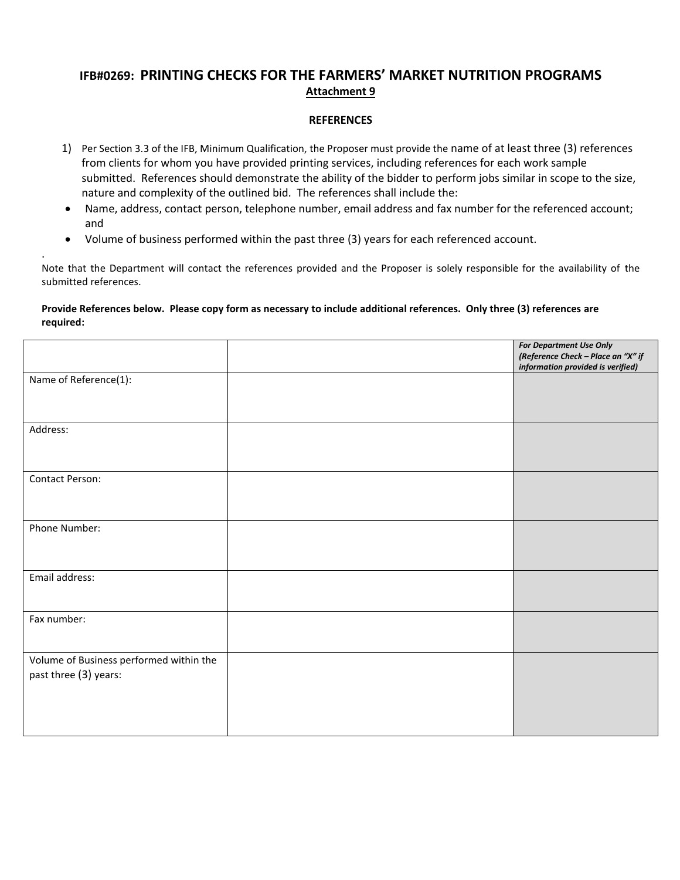## IFB#0269: PRINTING CHECKS FOR THE FARMERS' MARKET NUTRITION PROGRAMS

**Attachment 9**

**REFERENCES**

1) Per Section 3.3 of the IFB, Minimum Qualification, the Proposer must provide the name of at least three (3) references from clients for whom you have provided printing services, including references for each work sample submitted. References should demonstrate the ability of the bidder to perform jobs similar in scope to the size, nature and complexity of the outlined bid. The references shall include the:

- Name, address, contact person, telephone number, email address and fax number for the referenced account; and
- Volume of business performed within the past three (3) years for each referenced account.

.

Note that the Department will contact the references provided and the Proposer is solely responsible for the availability of the submitted references.

**Provide References below. Please copy form as necessary to include additional references. Only three (3) references are required:**

| | | ***For Department Use Only (Reference Check – Place an "X" if information provided is verified)*** |
|---|---|---|
| Name of Reference(1): | | |
| Address: | | |
| Contact Person: | | |
| Phone Number: | | |
| Email address: | | |
| Fax number: | | |
| Volume of Business performed within the past three (3) years: | | |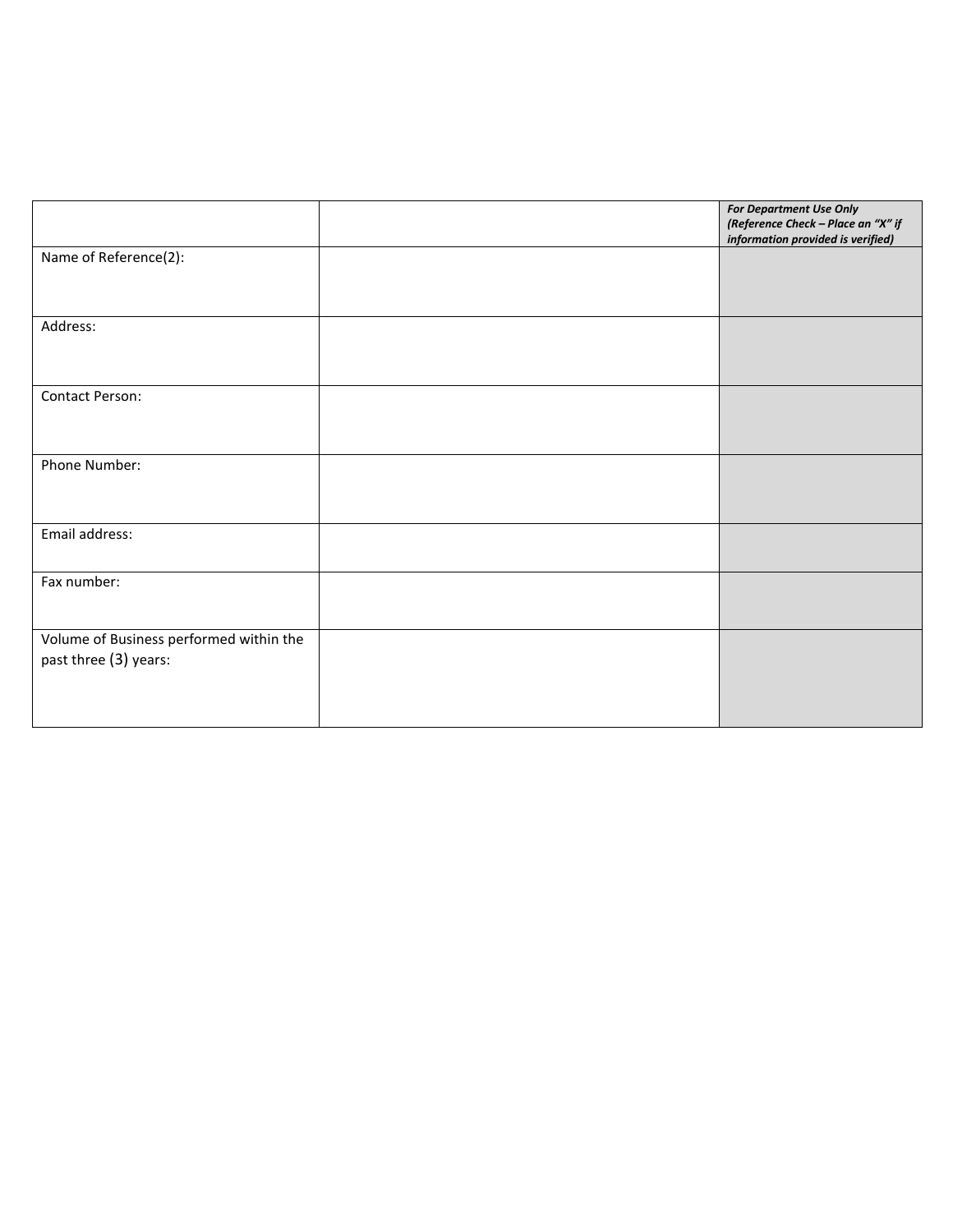| | | ***For Department Use Only (Reference Check – Place an "X" if information provided is verified)*** |
|---|---|---|
| Name of Reference(2): | | |
| Address: | | |
| Contact Person: | | |
| Phone Number: | | |
| Email address: | | |
| Fax number: | | |
| Volume of Business performed within the past three (3) years: | | |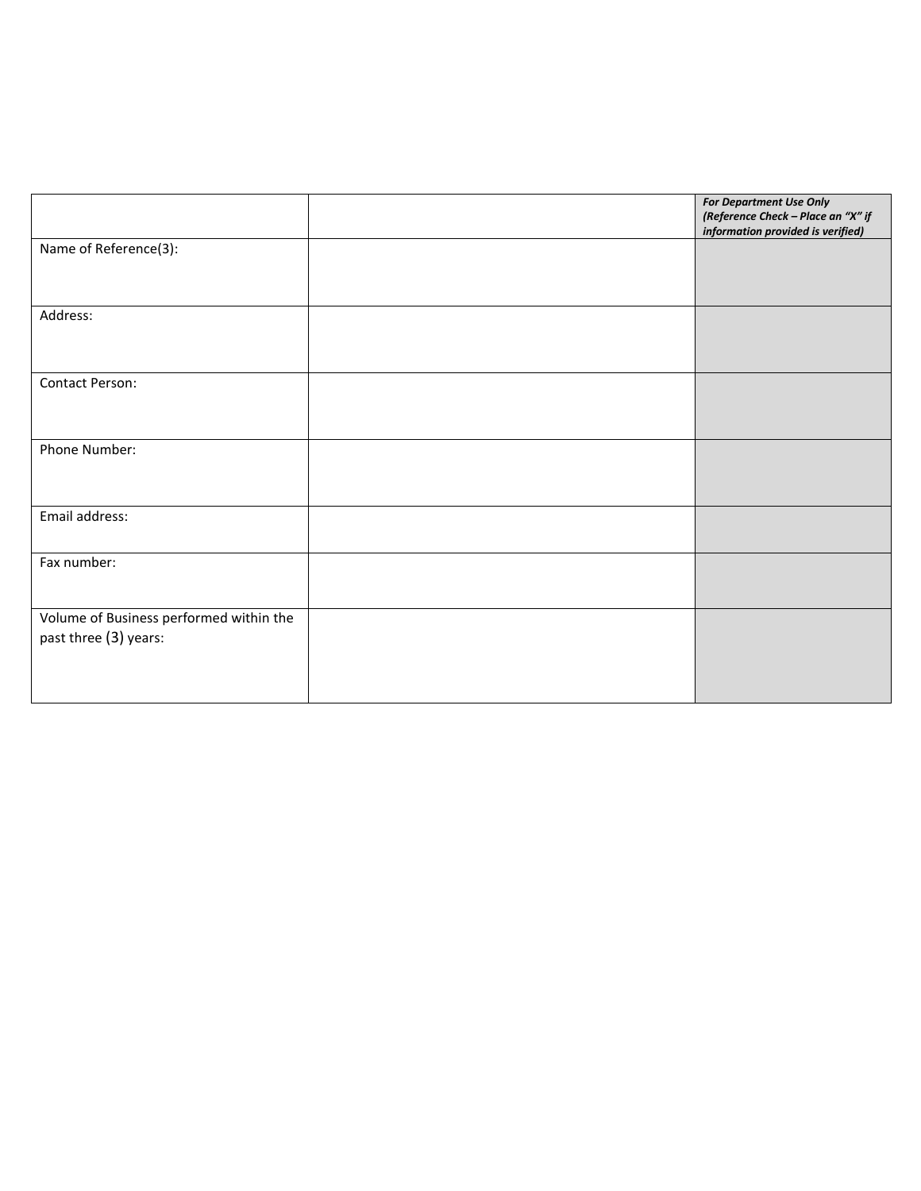| | | ***For Department Use Only (Reference Check – Place an "X" if information provided is verified)*** |
|---|---|---|
| Name of Reference(3): | | |
| Address: | | |
| Contact Person: | | |
| Phone Number: | | |
| Email address: | | |
| Fax number: | | |
| Volume of Business performed within the past three (3) years: | | |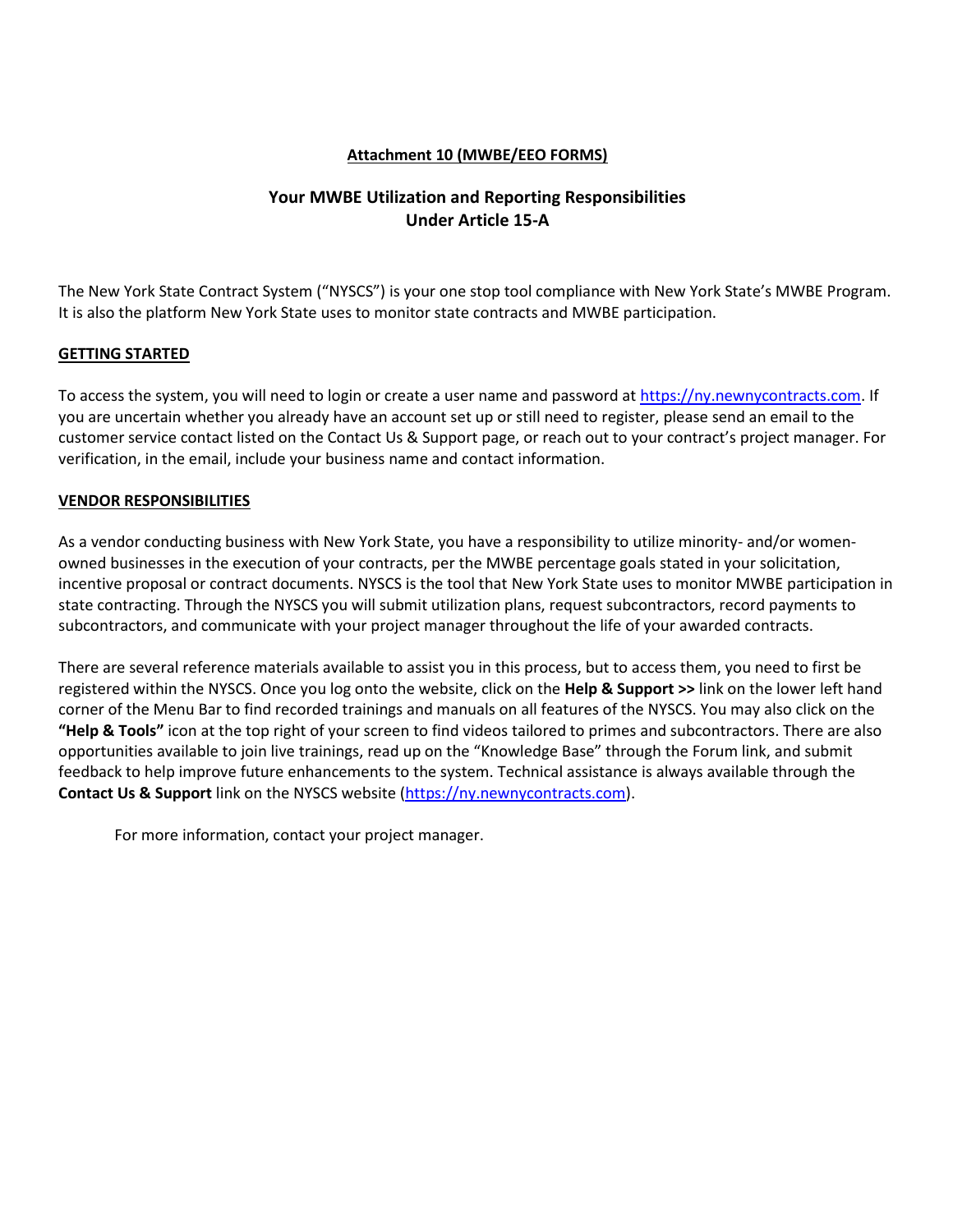**Attachment 10 (MWBE/EEO FORMS)**

# Your MWBE Utilization and Reporting Responsibilities Under Article 15-A

The New York State Contract System ("NYSCS") is your one stop tool compliance with New York State's MWBE Program. It is also the platform New York State uses to monitor state contracts and MWBE participation.

## GETTING STARTED

To access the system, you will need to login or create a user name and password at https://ny.newnycontracts.com. If you are uncertain whether you already have an account set up or still need to register, please send an email to the customer service contact listed on the Contact Us & Support page, or reach out to your contract's project manager. For verification, in the email, include your business name and contact information.

## VENDOR RESPONSIBILITIES

As a vendor conducting business with New York State, you have a responsibility to utilize minority- and/or women-owned businesses in the execution of your contracts, per the MWBE percentage goals stated in your solicitation, incentive proposal or contract documents. NYSCS is the tool that New York State uses to monitor MWBE participation in state contracting. Through the NYSCS you will submit utilization plans, request subcontractors, record payments to subcontractors, and communicate with your project manager throughout the life of your awarded contracts.

There are several reference materials available to assist you in this process, but to access them, you need to first be registered within the NYSCS. Once you log onto the website, click on the **Help & Support >>** link on the lower left hand corner of the Menu Bar to find recorded trainings and manuals on all features of the NYSCS. You may also click on the **"Help & Tools"** icon at the top right of your screen to find videos tailored to primes and subcontractors. There are also opportunities available to join live trainings, read up on the "Knowledge Base" through the Forum link, and submit feedback to help improve future enhancements to the system. Technical assistance is always available through the **Contact Us & Support** link on the NYSCS website (https://ny.newnycontracts.com).

For more information, contact your project manager.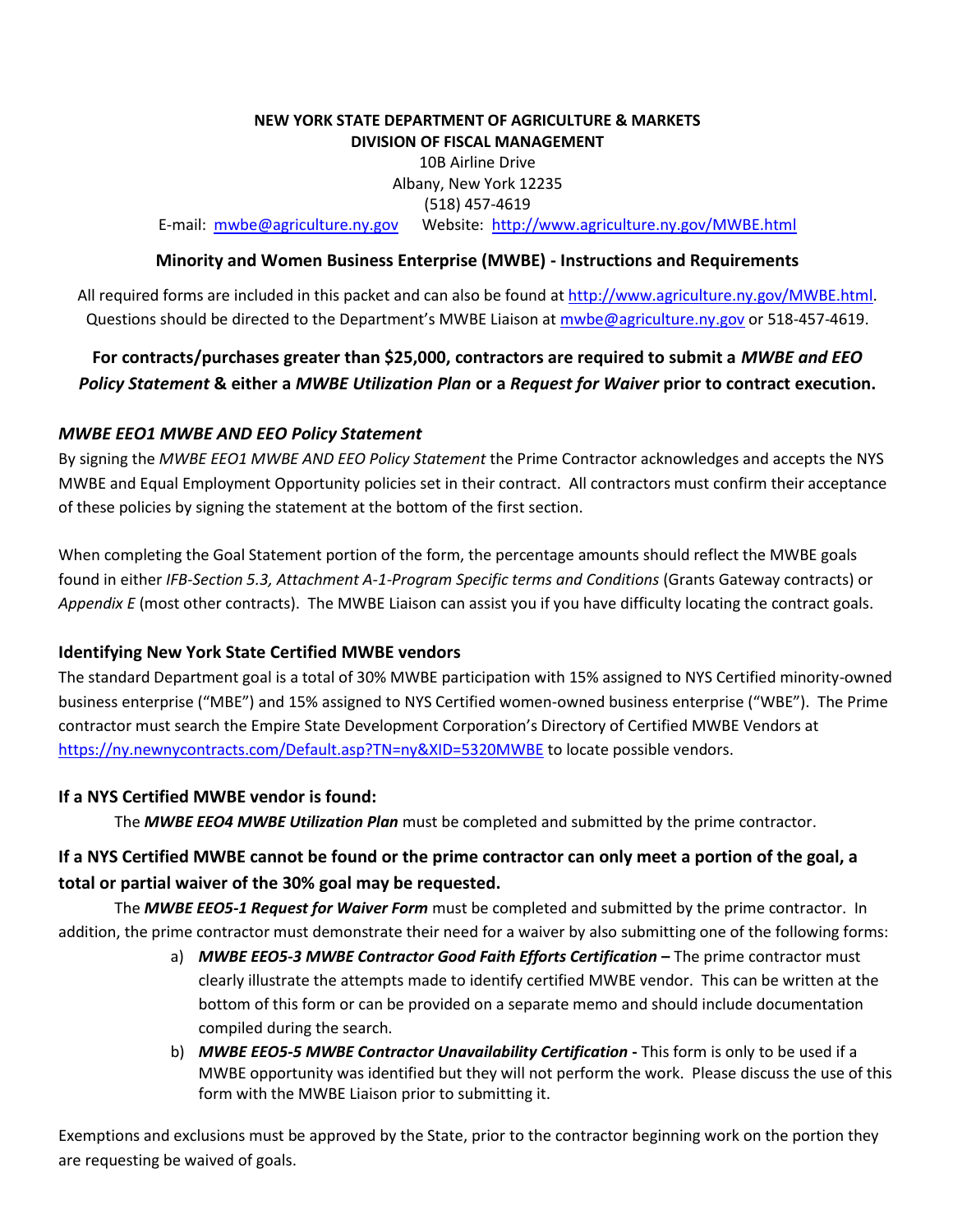**NEW YORK STATE DEPARTMENT OF AGRICULTURE & MARKETS**
**DIVISION OF FISCAL MANAGEMENT**
10B Airline Drive
Albany, New York 12235
(518) 457-4619
E-mail: mwbe@agriculture.ny.gov Website: http://www.agriculture.ny.gov/MWBE.html

## Minority and Women Business Enterprise (MWBE) - Instructions and Requirements

All required forms are included in this packet and can also be found at http://www.agriculture.ny.gov/MWBE.html. Questions should be directed to the Department's MWBE Liaison at mwbe@agriculture.ny.gov or 518-457-4619.

**For contracts/purchases greater than $25,000, contractors are required to submit a *MWBE and EEO Policy Statement* & either a *MWBE Utilization Plan* or a *Request for Waiver* prior to contract execution.**

### *MWBE EEO1 MWBE AND EEO Policy Statement*

By signing the *MWBE EEO1 MWBE AND EEO Policy Statement* the Prime Contractor acknowledges and accepts the NYS MWBE and Equal Employment Opportunity policies set in their contract. All contractors must confirm their acceptance of these policies by signing the statement at the bottom of the first section.

When completing the Goal Statement portion of the form, the percentage amounts should reflect the MWBE goals found in either *IFB-Section 5.3, Attachment A-1-Program Specific terms and Conditions* (Grants Gateway contracts) or *Appendix E* (most other contracts). The MWBE Liaison can assist you if you have difficulty locating the contract goals.

### Identifying New York State Certified MWBE vendors

The standard Department goal is a total of 30% MWBE participation with 15% assigned to NYS Certified minority-owned business enterprise ("MBE") and 15% assigned to NYS Certified women-owned business enterprise ("WBE"). The Prime contractor must search the Empire State Development Corporation's Directory of Certified MWBE Vendors at https://ny.newnycontracts.com/Default.asp?TN=ny&XID=5320MWBE to locate possible vendors.

### If a NYS Certified MWBE vendor is found:

The ***MWBE EEO4 MWBE Utilization Plan*** must be completed and submitted by the prime contractor.

### If a NYS Certified MWBE cannot be found or the prime contractor can only meet a portion of the goal, a total or partial waiver of the 30% goal may be requested.

The ***MWBE EEO5-1 Request for Waiver Form*** must be completed and submitted by the prime contractor. In addition, the prime contractor must demonstrate their need for a waiver by also submitting one of the following forms:

a) ***MWBE EEO5-3 MWBE Contractor Good Faith Efforts Certification –*** The prime contractor must clearly illustrate the attempts made to identify certified MWBE vendor. This can be written at the bottom of this form or can be provided on a separate memo and should include documentation compiled during the search.
b) ***MWBE EEO5-5 MWBE Contractor Unavailability Certification -*** This form is only to be used if a MWBE opportunity was identified but they will not perform the work. Please discuss the use of this form with the MWBE Liaison prior to submitting it.

Exemptions and exclusions must be approved by the State, prior to the contractor beginning work on the portion they are requesting be waived of goals.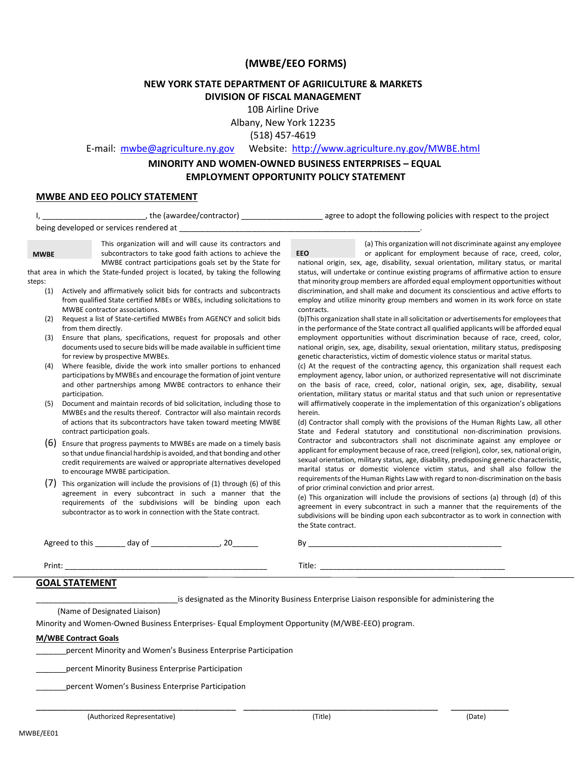# (MWBE/EEO FORMS)

## NEW YORK STATE DEPARTMENT OF AGRIICULTURE & MARKETS
## DIVISION OF FISCAL MANAGEMENT

10B Airline Drive
Albany, New York 12235
(518) 457-4619

E-mail: mwbe@agriculture.ny.gov Website: http://www.agriculture.ny.gov/MWBE.html

## MINORITY AND WOMEN-OWNED BUSINESS ENTERPRISES – EQUAL EMPLOYMENT OPPORTUNITY POLICY STATEMENT

### MWBE AND EEO POLICY STATEMENT

I, _______________________, the (awardee/contractor) __________________ agree to adopt the following policies with respect to the project being developed or services rendered at ________________________________________________________.

**MWBE**

This organization will and will cause its contractors and subcontractors to take good faith actions to achieve the MWBE contract participations goals set by the State for that area in which the State-funded project is located, by taking the following steps:

(1) Actively and affirmatively solicit bids for contracts and subcontracts from qualified State certified MBEs or WBEs, including solicitations to MWBE contractor associations.

(2) Request a list of State-certified MWBEs from AGENCY and solicit bids from them directly.

(3) Ensure that plans, specifications, request for proposals and other documents used to secure bids will be made available in sufficient time for review by prospective MWBEs.

(4) Where feasible, divide the work into smaller portions to enhanced participations by MWBEs and encourage the formation of joint venture and other partnerships among MWBE contractors to enhance their participation.

(5) Document and maintain records of bid solicitation, including those to MWBEs and the results thereof. Contractor will also maintain records of actions that its subcontractors have taken toward meeting MWBE contract participation goals.

(6) Ensure that progress payments to MWBEs are made on a timely basis so that undue financial hardship is avoided, and that bonding and other credit requirements are waived or appropriate alternatives developed to encourage MWBE participation.

(7) This organization will include the provisions of (1) through (6) of this agreement in every subcontract in such a manner that the requirements of the subdivisions will be binding upon each subcontractor as to work in connection with the State contract.

**EEO**

(a) This organization will not discriminate against any employee or applicant for employment because of race, creed, color, national origin, sex, age, disability, sexual orientation, military status, or marital status, will undertake or continue existing programs of affirmative action to ensure that minority group members are afforded equal employment opportunities without discrimination, and shall make and document its conscientious and active efforts to employ and utilize minority group members and women in its work force on state contracts.

(b)This organization shall state in all solicitation or advertisements for employees that in the performance of the State contract all qualified applicants will be afforded equal employment opportunities without discrimination because of race, creed, color, national origin, sex, age, disability, sexual orientation, military status, predisposing genetic characteristics, victim of domestic violence status or marital status.

(c) At the request of the contracting agency, this organization shall request each employment agency, labor union, or authorized representative will not discriminate on the basis of race, creed, color, national origin, sex, age, disability, sexual orientation, military status or marital status and that such union or representative will affirmatively cooperate in the implementation of this organization's obligations herein.

(d) Contractor shall comply with the provisions of the Human Rights Law, all other State and Federal statutory and constitutional non-discrimination provisions. Contractor and subcontractors shall not discriminate against any employee or applicant for employment because of race, creed (religion), color, sex, national origin, sexual orientation, military status, age, disability, predisposing genetic characteristic, marital status or domestic violence victim status, and shall also follow the requirements of the Human Rights Law with regard to non-discrimination on the basis of prior criminal conviction and prior arrest.

(e) This organization will include the provisions of sections (a) through (d) of this agreement in every subcontract in such a manner that the requirements of the subdivisions will be binding upon each subcontractor as to work in connection with the State contract.

Agreed to this _______ day of ________________, 20______

By ______________________________________________

Print: ________________________________________________

Title: __________________________________________

### GOAL STATEMENT

________________________________is designated as the Minority Business Enterprise Liaison responsible for administering the
(Name of Designated Liaison)
Minority and Women-Owned Business Enterprises- Equal Employment Opportunity (M/WBE-EEO) program.

**M/WBE Contract Goals**

_______percent Minority and Women's Business Enterprise Participation

_______percent Minority Business Enterprise Participation

_______percent Women's Business Enterprise Participation

_____________________________________________ _____________________________________________ _____________
(Authorized Representative) (Title) (Date)

MWBE/EE01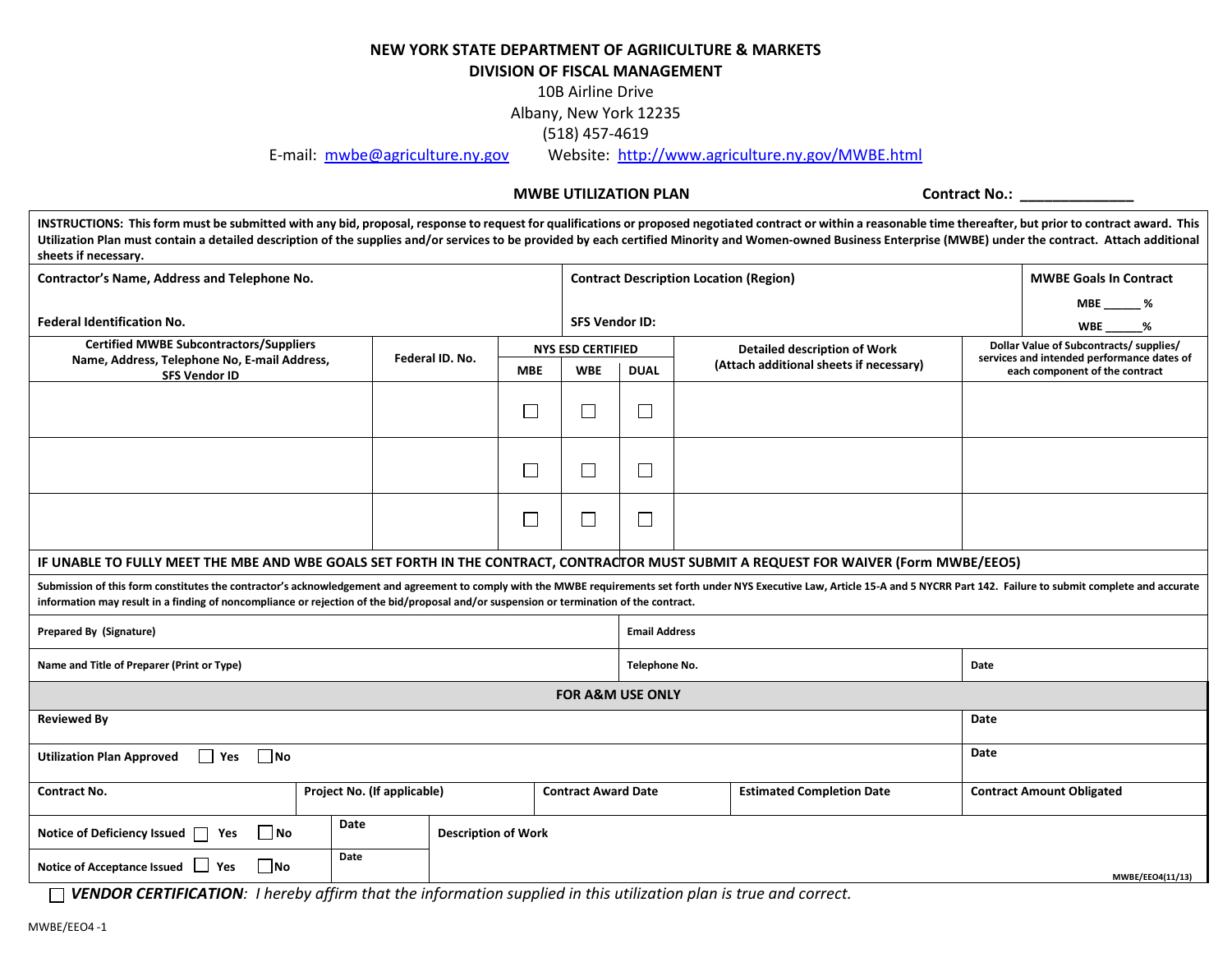**NEW YORK STATE DEPARTMENT OF AGRIICULTURE & MARKETS**
**DIVISION OF FISCAL MANAGEMENT**
10B Airline Drive
Albany, New York 12235
(518) 457-4619
E-mail: mwbe@agriculture.ny.gov Website: http://www.agriculture.ny.gov/MWBE.html

**MWBE UTILIZATION PLAN** **Contract No.: ______________**

**INSTRUCTIONS: This form must be submitted with any bid, proposal, response to request for qualifications or proposed negotiated contract or within a reasonable time thereafter, but prior to contract award. This Utilization Plan must contain a detailed description of the supplies and/or services to be provided by each certified Minority and Women-owned Business Enterprise (MWBE) under the contract. Attach additional sheets if necessary.**

| Contractor's Name, Address and Telephone No. | Contract Description Location (Region) | MWBE Goals In Contract |
|---|---|---|
| Federal Identification No. | SFS Vendor ID: | MBE ______ % WBE ______% |

| Certified MWBE Subcontractors/Suppliers Name, Address, Telephone No, E-mail Address, SFS Vendor ID | Federal ID. No. | NYS ESD CERTIFIED | | | Detailed description of Work (Attach additional sheets if necessary) | Dollar Value of Subcontracts/ supplies/ services and intended performance dates of each component of the contract |
|---|---|---|---|---|---|---|
| | | MBE | WBE | DUAL | | |
| | | ☐ | ☐ | ☐ | | |
| | | ☐ | ☐ | ☐ | | |
| | | ☐ | ☐ | ☐ | | |

**IF UNABLE TO FULLY MEET THE MBE AND WBE GOALS SET FORTH IN THE CONTRACT, CONTRACTOR MUST SUBMIT A REQUEST FOR WAIVER (Form MWBE/EEO5)**

**Submission of this form constitutes the contractor's acknowledgement and agreement to comply with the MWBE requirements set forth under NYS Executive Law, Article 15-A and 5 NYCRR Part 142. Failure to submit complete and accurate information may result in a finding of noncompliance or rejection of the bid/proposal and/or suspension or termination of the contract.**

| Prepared By (Signature) | Email Address | |
|---|---|---|
| Name and Title of Preparer (Print or Type) | Telephone No. | Date |

**FOR A&M USE ONLY**

| Reviewed By | | | | Date |
|---|---|---|---|---|
| Utilization Plan Approved ☐ Yes ☐ No | | | | Date |
| Contract No. | Project No. (If applicable) | Contract Award Date | Estimated Completion Date | Contract Amount Obligated |

| Notice of Deficiency Issued ☐ Yes ☐ No | Date | Description of Work |
|---|---|---|
| Notice of Acceptance Issued ☐ Yes ☐ No | Date | |

MWBE/EEO4(11/13)

☐ ***VENDOR CERTIFICATION**: I hereby affirm that the information supplied in this utilization plan is true and correct.*

MWBE/EEO4 -1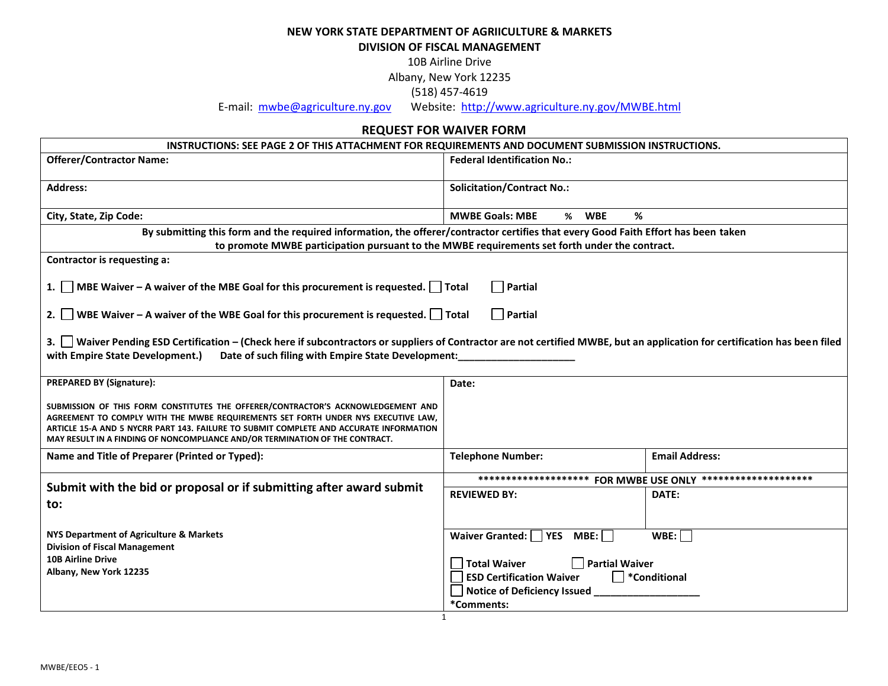**NEW YORK STATE DEPARTMENT OF AGRIICULTURE & MARKETS**

**DIVISION OF FISCAL MANAGEMENT**

10B Airline Drive

Albany, New York 12235

(518) 457-4619

E-mail: mwbe@agriculture.ny.gov Website: http://www.agriculture.ny.gov/MWBE.html

## REQUEST FOR WAIVER FORM

**INSTRUCTIONS: SEE PAGE 2 OF THIS ATTACHMENT FOR REQUIREMENTS AND DOCUMENT SUBMISSION INSTRUCTIONS.**

| | |
|---|---|
| **Offerer/Contractor Name:** | **Federal Identification No.:** |
| **Address:** | **Solicitation/Contract No.:** |
| **City, State, Zip Code:** | **MWBE Goals: MBE % WBE %** |

**By submitting this form and the required information, the offerer/contractor certifies that every Good Faith Effort has been taken to promote MWBE participation pursuant to the MWBE requirements set forth under the contract.**

**Contractor is requesting a:**

1. ☐ **MBE Waiver – A waiver of the MBE Goal for this procurement is requested.** ☐ **Total** ☐ **Partial**

2. ☐ **WBE Waiver – A waiver of the WBE Goal for this procurement is requested.** ☐ **Total** ☐ **Partial**

3. ☐ **Waiver Pending ESD Certification – (Check here if subcontractors or suppliers of Contractor are not certified MWBE, but an application for certification has been filed with Empire State Development.)** **Date of such filing with Empire State Development:**\_\_\_\_\_\_\_\_\_\_\_\_\_\_\_\_\_\_\_\_

| | | |
|---|---|---|
| **PREPARED BY (Signature):**<br><br>**SUBMISSION OF THIS FORM CONSTITUTES THE OFFERER/CONTRACTOR'S ACKNOWLEDGEMENT AND AGREEMENT TO COMPLY WITH THE MWBE REQUIREMENTS SET FORTH UNDER NYS EXECUTIVE LAW, ARTICLE 15-A AND 5 NYCRR PART 143. FAILURE TO SUBMIT COMPLETE AND ACCURATE INFORMATION MAY RESULT IN A FINDING OF NONCOMPLIANCE AND/OR TERMINATION OF THE CONTRACT.** | **Date:** | |
| **Name and Title of Preparer (Printed or Typed):** | **Telephone Number:** | **Email Address:** |

**Submit with the bid or proposal or if submitting after award submit to:**

**NYS Department of Agriculture & Markets**
**Division of Fiscal Management**
**10B Airline Drive**
**Albany, New York 12235**

| ******************** FOR MWBE USE ONLY ******************** | |
|---|---|
| **REVIEWED BY:** | **DATE:** |
| **Waiver Granted:** ☐ **YES** **MBE:** ☐ | **WBE:** ☐ |
| ☐ **Total Waiver** ☐ **Partial Waiver**<br>☐ **ESD Certification Waiver** ☐ ***Conditional**<br>☐ **Notice of Deficiency Issued** \_\_\_\_\_\_\_\_\_\_\_\_\_\_\_\_\_\_<br>***Comments:** | |

MWBE/EEO5 - 1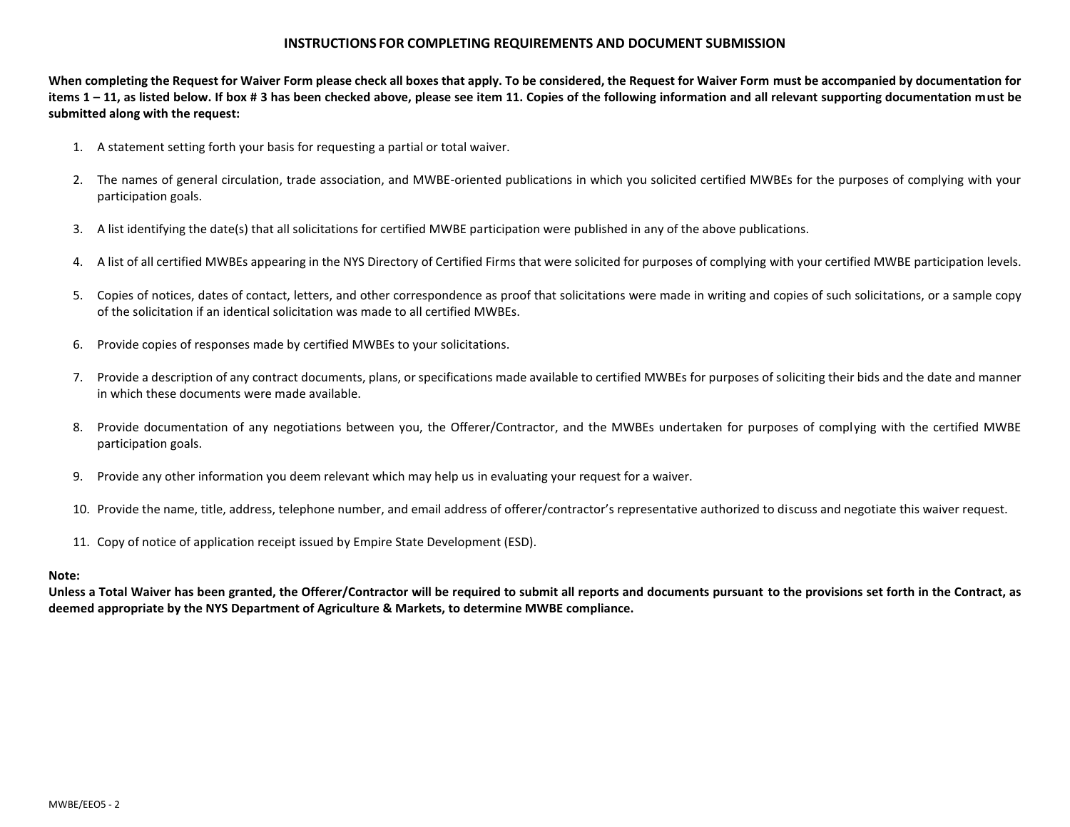## INSTRUCTIONS FOR COMPLETING REQUIREMENTS AND DOCUMENT SUBMISSION

**When completing the Request for Waiver Form please check all boxes that apply. To be considered, the Request for Waiver Form must be accompanied by documentation for items 1 – 11, as listed below. If box # 3 has been checked above, please see item 11. Copies of the following information and all relevant supporting documentation must be submitted along with the request:**

1. A statement setting forth your basis for requesting a partial or total waiver.
2. The names of general circulation, trade association, and MWBE-oriented publications in which you solicited certified MWBEs for the purposes of complying with your participation goals.
3. A list identifying the date(s) that all solicitations for certified MWBE participation were published in any of the above publications.
4. A list of all certified MWBEs appearing in the NYS Directory of Certified Firms that were solicited for purposes of complying with your certified MWBE participation levels.
5. Copies of notices, dates of contact, letters, and other correspondence as proof that solicitations were made in writing and copies of such solicitations, or a sample copy of the solicitation if an identical solicitation was made to all certified MWBEs.
6. Provide copies of responses made by certified MWBEs to your solicitations.
7. Provide a description of any contract documents, plans, or specifications made available to certified MWBEs for purposes of soliciting their bids and the date and manner in which these documents were made available.
8. Provide documentation of any negotiations between you, the Offerer/Contractor, and the MWBEs undertaken for purposes of complying with the certified MWBE participation goals.
9. Provide any other information you deem relevant which may help us in evaluating your request for a waiver.
10. Provide the name, title, address, telephone number, and email address of offerer/contractor's representative authorized to discuss and negotiate this waiver request.
11. Copy of notice of application receipt issued by Empire State Development (ESD).

**Note:**
**Unless a Total Waiver has been granted, the Offerer/Contractor will be required to submit all reports and documents pursuant to the provisions set forth in the Contract, as deemed appropriate by the NYS Department of Agriculture & Markets, to determine MWBE compliance.**

MWBE/EEO5 - 2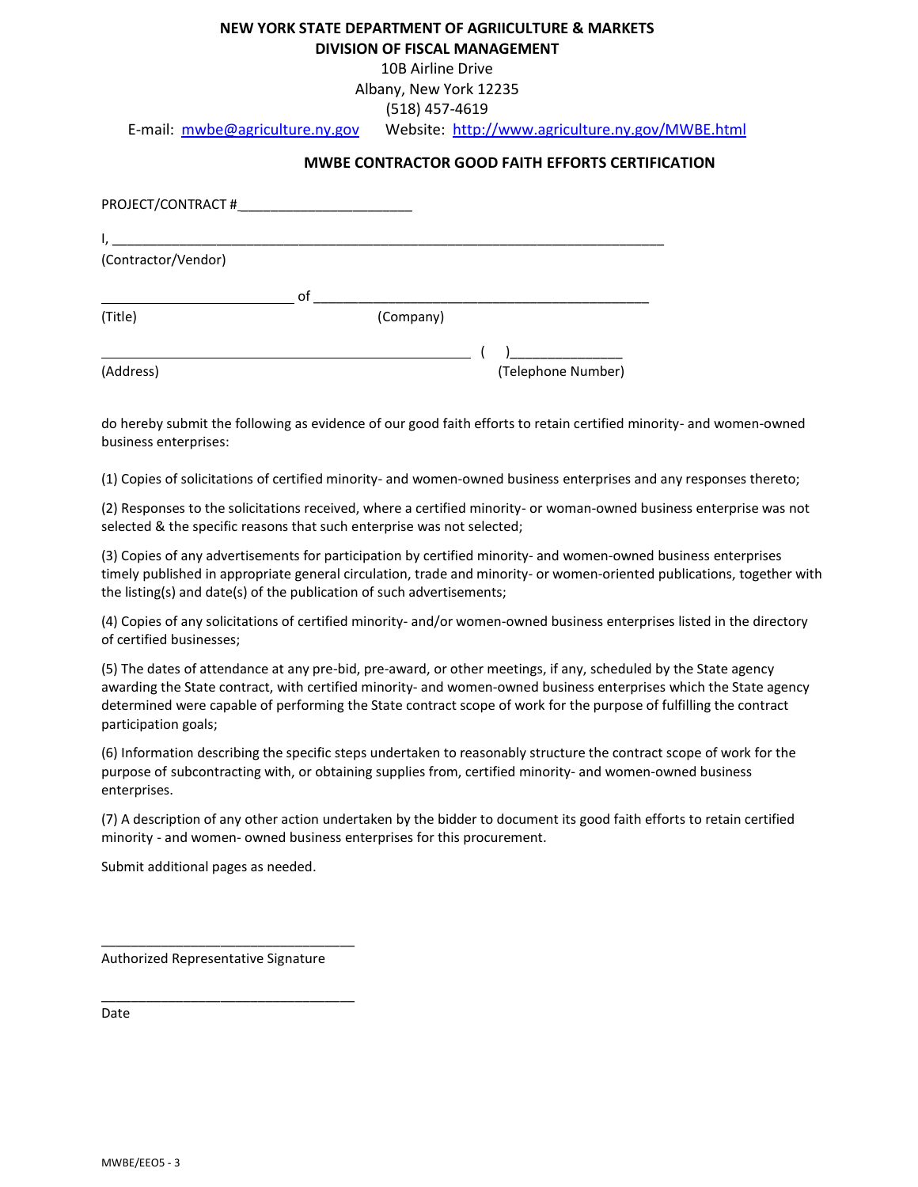**NEW YORK STATE DEPARTMENT OF AGRIICULTURE & MARKETS**
**DIVISION OF FISCAL MANAGEMENT**
10B Airline Drive
Albany, New York 12235
(518) 457-4619
E-mail: mwbe@agriculture.ny.gov Website: http://www.agriculture.ny.gov/MWBE.html

## MWBE CONTRACTOR GOOD FAITH EFFORTS CERTIFICATION

PROJECT/CONTRACT #______________________

I, ___________________________________________________________________________
(Contractor/Vendor)

_________________________ of ______________________________________________
(Title) (Company)

_______________________________________________ ( )______________
(Address) (Telephone Number)

do hereby submit the following as evidence of our good faith efforts to retain certified minority- and women-owned business enterprises:

(1) Copies of solicitations of certified minority- and women-owned business enterprises and any responses thereto;

(2) Responses to the solicitations received, where a certified minority- or woman-owned business enterprise was not selected & the specific reasons that such enterprise was not selected;

(3) Copies of any advertisements for participation by certified minority- and women-owned business enterprises timely published in appropriate general circulation, trade and minority- or women-oriented publications, together with the listing(s) and date(s) of the publication of such advertisements;

(4) Copies of any solicitations of certified minority- and/or women-owned business enterprises listed in the directory of certified businesses;

(5) The dates of attendance at any pre-bid, pre-award, or other meetings, if any, scheduled by the State agency awarding the State contract, with certified minority- and women-owned business enterprises which the State agency determined were capable of performing the State contract scope of work for the purpose of fulfilling the contract participation goals;

(6) Information describing the specific steps undertaken to reasonably structure the contract scope of work for the purpose of subcontracting with, or obtaining supplies from, certified minority- and women-owned business enterprises.

(7) A description of any other action undertaken by the bidder to document its good faith efforts to retain certified minority - and women- owned business enterprises for this procurement.

Submit additional pages as needed.

__________________________________
Authorized Representative Signature

__________________________________
Date

MWBE/EEO5 - 3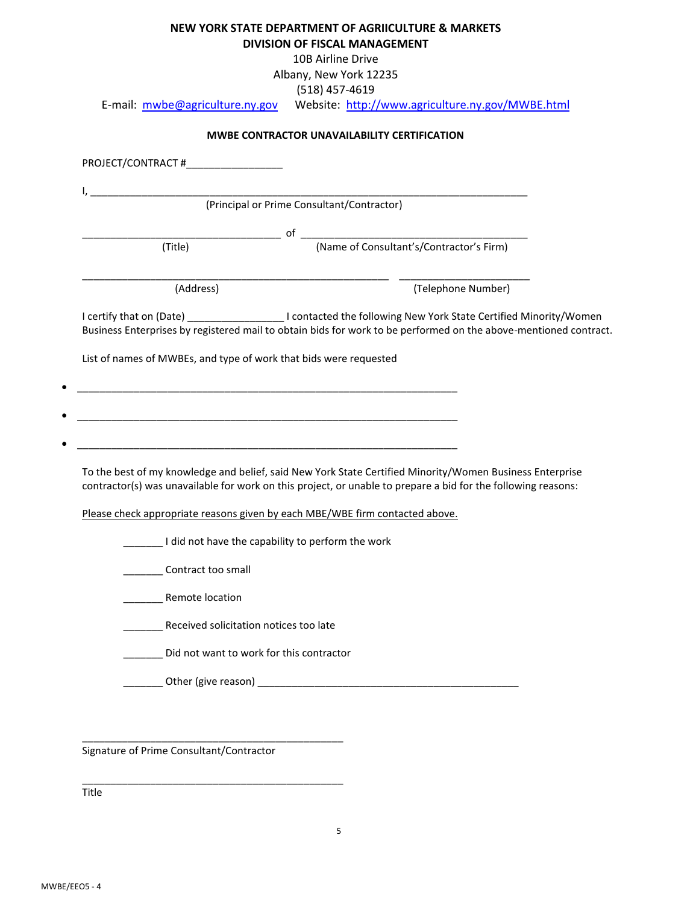**NEW YORK STATE DEPARTMENT OF AGRIICULTURE & MARKETS**
**DIVISION OF FISCAL MANAGEMENT**
10B Airline Drive
Albany, New York 12235
(518) 457-4619
E-mail: mwbe@agriculture.ny.gov Website: http://www.agriculture.ny.gov/MWBE.html

**MWBE CONTRACTOR UNAVAILABILITY CERTIFICATION**

PROJECT/CONTRACT #________________

I, ________________________________________________________________________
(Principal or Prime Consultant/Contractor)

_________________________________ of _____________________________________
(Title) (Name of Consultant's/Contractor's Firm)

__________________________________________________ ______________________
(Address) (Telephone Number)

I certify that on (Date) ________________ I contacted the following New York State Certified Minority/Women Business Enterprises by registered mail to obtain bids for work to be performed on the above-mentioned contract.

List of names of MWBEs, and type of work that bids were requested

- _______________________________________________________________
- _______________________________________________________________
- _______________________________________________________________

To the best of my knowledge and belief, said New York State Certified Minority/Women Business Enterprise contractor(s) was unavailable for work on this project, or unable to prepare a bid for the following reasons:

Please check appropriate reasons given by each MBE/WBE firm contacted above.

_______ I did not have the capability to perform the work

_______ Contract too small

_______ Remote location

_______ Received solicitation notices too late

_______ Did not want to work for this contractor

_______ Other (give reason) ___________________________________________

_______________________________________________
Signature of Prime Consultant/Contractor

_______________________________________________
Title

MWBE/EEO5 - 4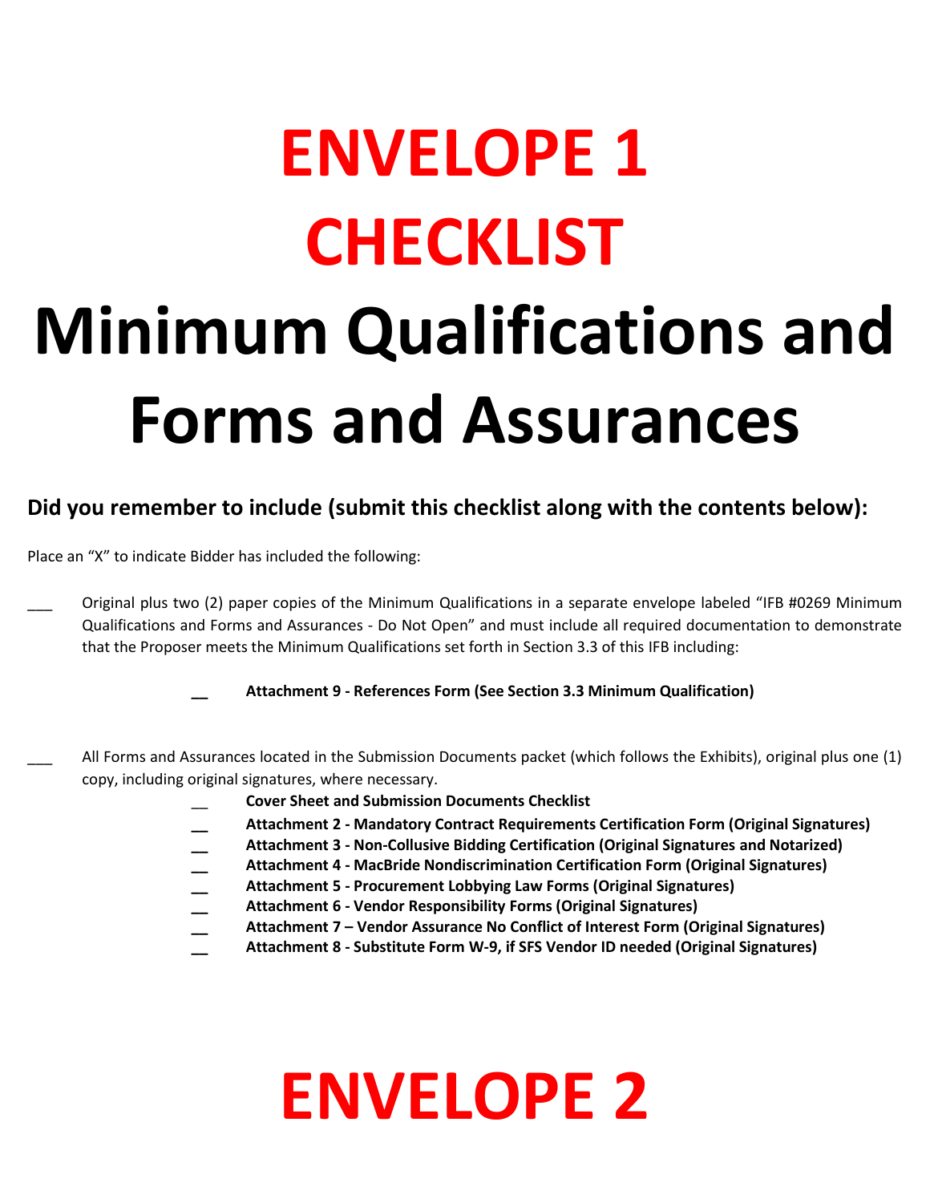# ENVELOPE 1
# CHECKLIST
# Minimum Qualifications and Forms and Assurances

### Did you remember to include (submit this checklist along with the contents below):

Place an "X" to indicate Bidder has included the following:

___ Original plus two (2) paper copies of the Minimum Qualifications in a separate envelope labeled "IFB #0269 Minimum Qualifications and Forms and Assurances - Do Not Open" and must include all required documentation to demonstrate that the Proposer meets the Minimum Qualifications set forth in Section 3.3 of this IFB including:

- __ **Attachment 9 - References Form (See Section 3.3 Minimum Qualification)**

___ All Forms and Assurances located in the Submission Documents packet (which follows the Exhibits), original plus one (1) copy, including original signatures, where necessary.

- __ **Cover Sheet and Submission Documents Checklist**
- __ **Attachment 2 - Mandatory Contract Requirements Certification Form (Original Signatures)**
- __ **Attachment 3 - Non-Collusive Bidding Certification (Original Signatures and Notarized)**
- __ **Attachment 4 - MacBride Nondiscrimination Certification Form (Original Signatures)**
- __ **Attachment 5 - Procurement Lobbying Law Forms (Original Signatures)**
- __ **Attachment 6 - Vendor Responsibility Forms (Original Signatures)**
- __ **Attachment 7 – Vendor Assurance No Conflict of Interest Form (Original Signatures)**
- __ **Attachment 8 - Substitute Form W-9, if SFS Vendor ID needed (Original Signatures)**

# ENVELOPE 2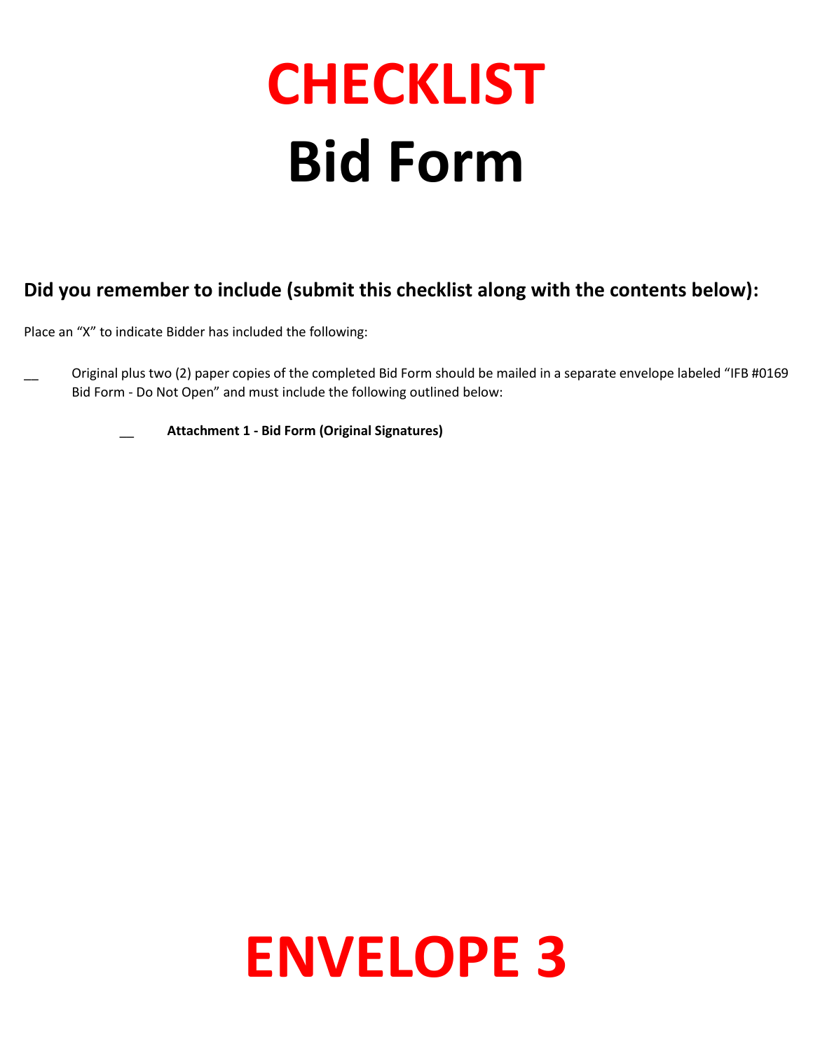# CHECKLIST

# Bid Form

### Did you remember to include (submit this checklist along with the contents below):

Place an “X” to indicate Bidder has included the following:

__ Original plus two (2) paper copies of the completed Bid Form should be mailed in a separate envelope labeled “IFB #0169 Bid Form - Do Not Open” and must include the following outlined below:

  __ **Attachment 1 - Bid Form (Original Signatures)**

# ENVELOPE 3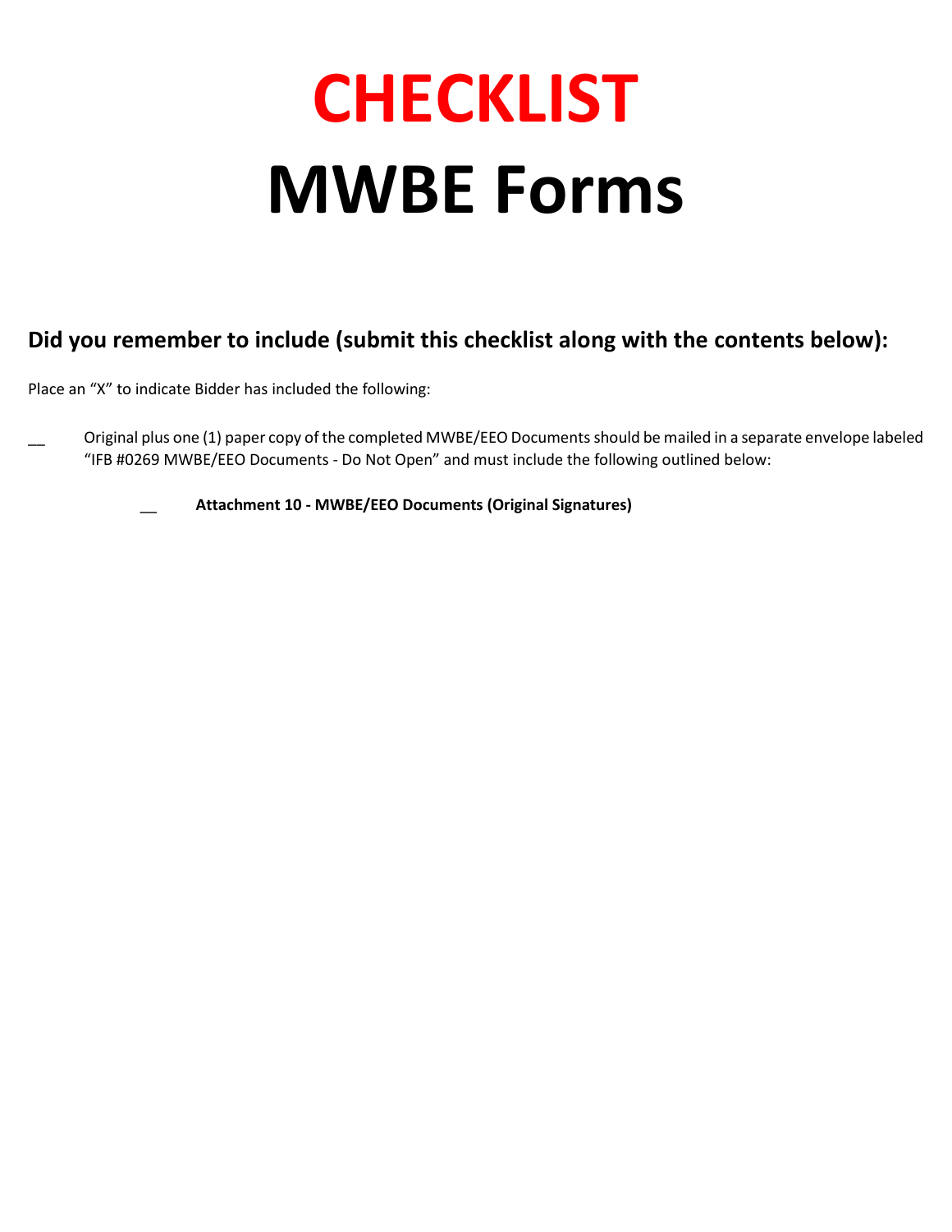# CHECKLIST
# MWBE Forms

## Did you remember to include (submit this checklist along with the contents below):

Place an “X” to indicate Bidder has included the following:

__ Original plus one (1) paper copy of the completed MWBE/EEO Documents should be mailed in a separate envelope labeled “IFB #0269 MWBE/EEO Documents - Do Not Open” and must include the following outlined below:

- __ **Attachment 10 - MWBE/EEO Documents (Original Signatures)**